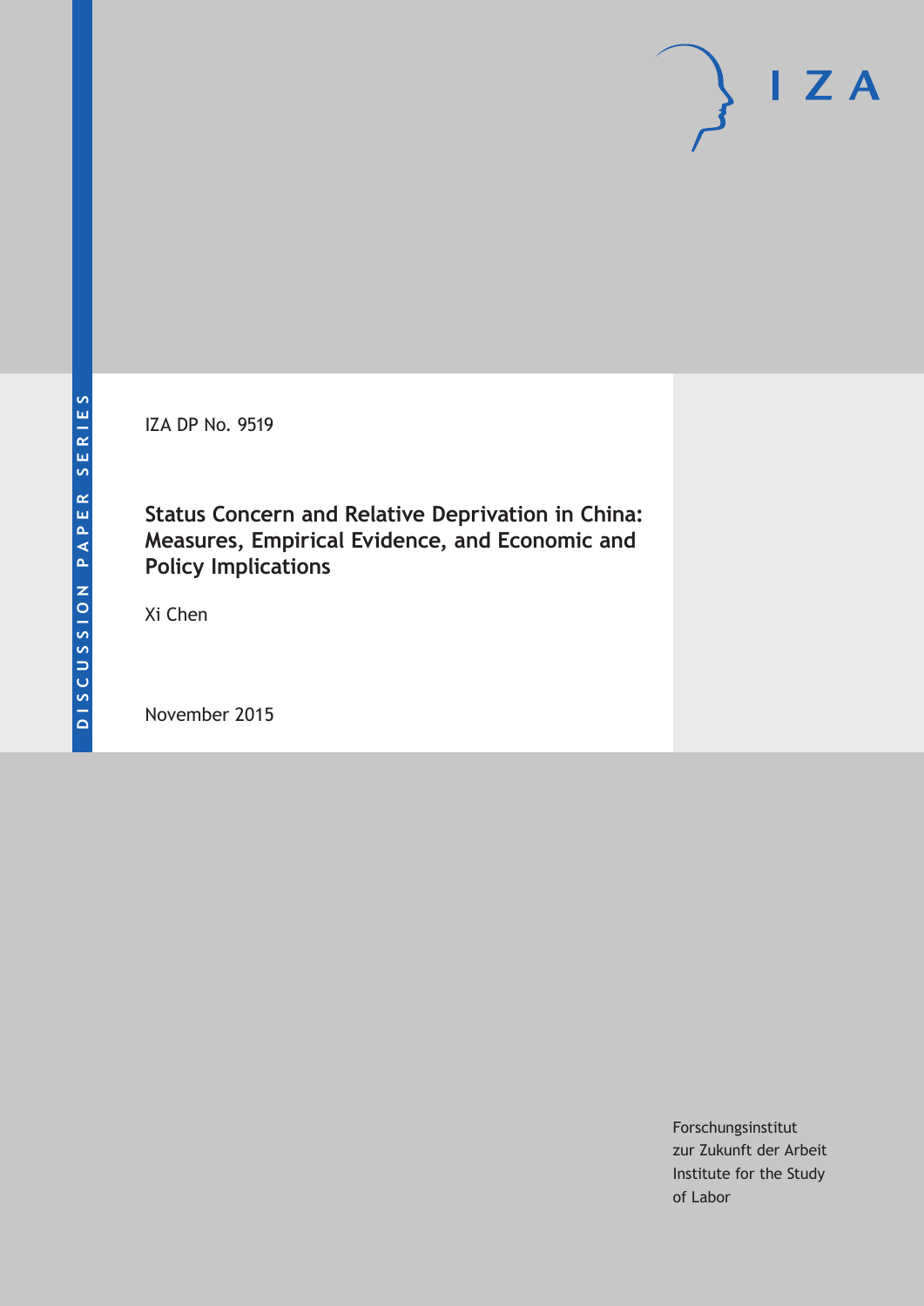DISCUSSION PAPER SERIES

IZA DP No. 9519

# Status Concern and Relative Deprivation in China: Measures, Empirical Evidence, and Economic and Policy Implications

Xi Chen

November 2015

Forschungsinstitut
zur Zukunft der Arbeit
Institute for the Study
of Labor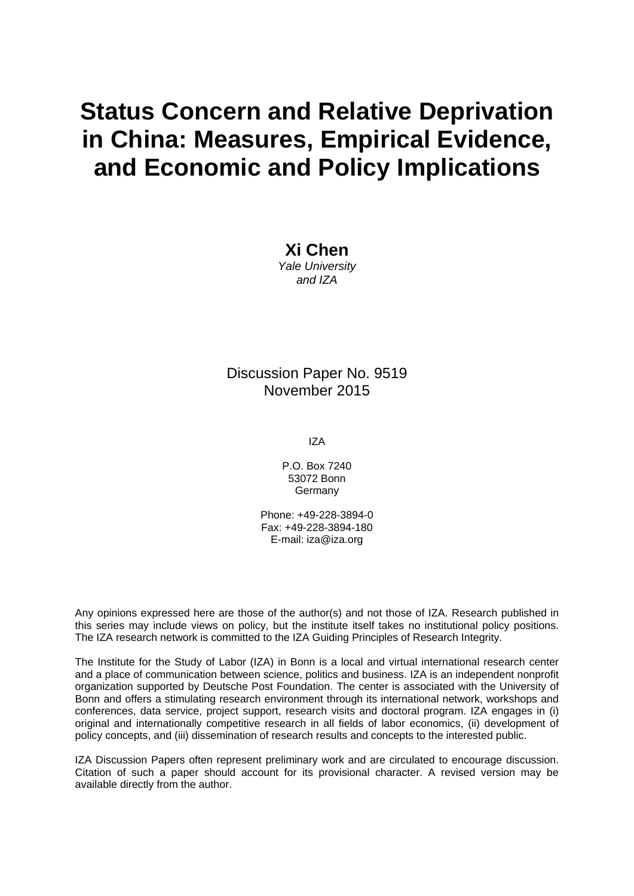# Status Concern and Relative Deprivation in China: Measures, Empirical Evidence, and Economic and Policy Implications

**Xi Chen**
*Yale University and IZA*

Discussion Paper No. 9519
November 2015

IZA

P.O. Box 7240
53072 Bonn
Germany

Phone: +49-228-3894-0
Fax: +49-228-3894-180
E-mail: iza@iza.org

Any opinions expressed here are those of the author(s) and not those of IZA. Research published in this series may include views on policy, but the institute itself takes no institutional policy positions. The IZA research network is committed to the IZA Guiding Principles of Research Integrity.

The Institute for the Study of Labor (IZA) in Bonn is a local and virtual international research center and a place of communication between science, politics and business. IZA is an independent nonprofit organization supported by Deutsche Post Foundation. The center is associated with the University of Bonn and offers a stimulating research environment through its international network, workshops and conferences, data service, project support, research visits and doctoral program. IZA engages in (i) original and internationally competitive research in all fields of labor economics, (ii) development of policy concepts, and (iii) dissemination of research results and concepts to the interested public.

IZA Discussion Papers often represent preliminary work and are circulated to encourage discussion. Citation of such a paper should account for its provisional character. A revised version may be available directly from the author.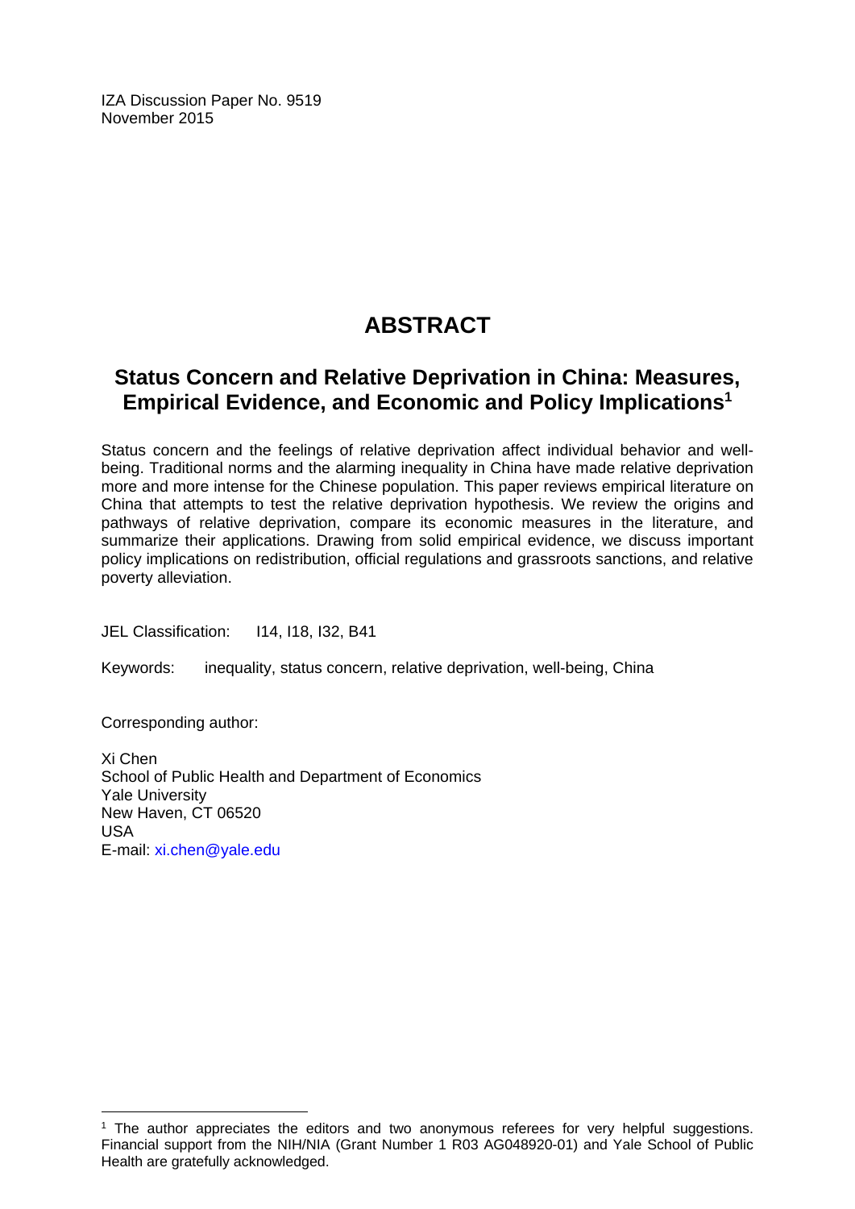IZA Discussion Paper No. 9519
November 2015

# ABSTRACT

## Status Concern and Relative Deprivation in China: Measures, Empirical Evidence, and Economic and Policy Implications[1]

Status concern and the feelings of relative deprivation affect individual behavior and well-being. Traditional norms and the alarming inequality in China have made relative deprivation more and more intense for the Chinese population. This paper reviews empirical literature on China that attempts to test the relative deprivation hypothesis. We review the origins and pathways of relative deprivation, compare its economic measures in the literature, and summarize their applications. Drawing from solid empirical evidence, we discuss important policy implications on redistribution, official regulations and grassroots sanctions, and relative poverty alleviation.

JEL Classification: I14, I18, I32, B41

Keywords: inequality, status concern, relative deprivation, well-being, China

Corresponding author:

Xi Chen
School of Public Health and Department of Economics
Yale University
New Haven, CT 06520
USA
E-mail: xi.chen@yale.edu

[1] The author appreciates the editors and two anonymous referees for very helpful suggestions. Financial support from the NIH/NIA (Grant Number 1 R03 AG048920-01) and Yale School of Public Health are gratefully acknowledged.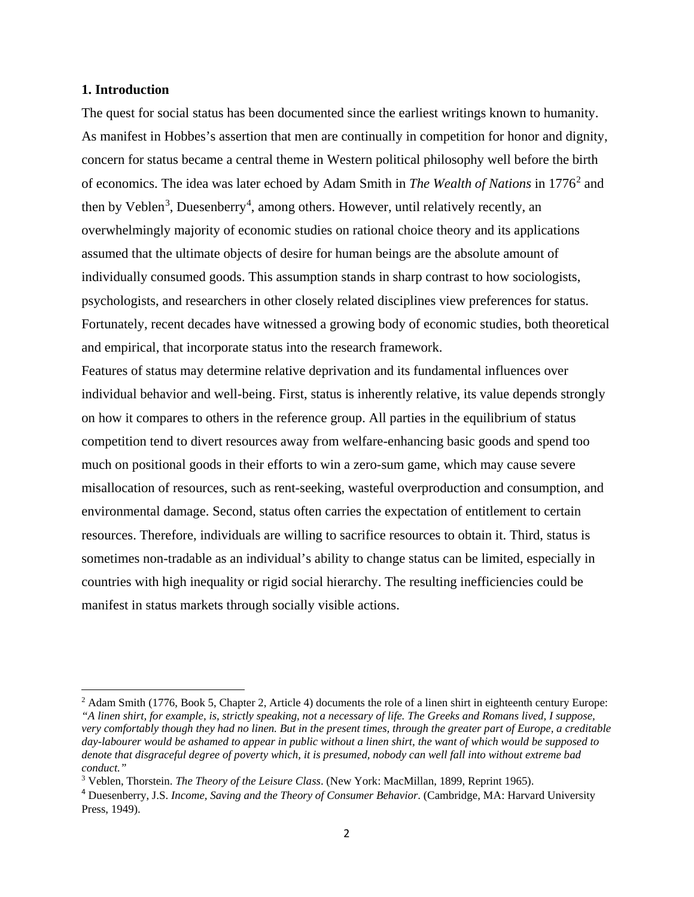## 1. Introduction

The quest for social status has been documented since the earliest writings known to humanity. As manifest in Hobbes's assertion that men are continually in competition for honor and dignity, concern for status became a central theme in Western political philosophy well before the birth of economics. The idea was later echoed by Adam Smith in *The Wealth of Nations* in 1776[2] and then by Veblen[3], Duesenberry[4], among others. However, until relatively recently, an overwhelmingly majority of economic studies on rational choice theory and its applications assumed that the ultimate objects of desire for human beings are the absolute amount of individually consumed goods. This assumption stands in sharp contrast to how sociologists, psychologists, and researchers in other closely related disciplines view preferences for status. Fortunately, recent decades have witnessed a growing body of economic studies, both theoretical and empirical, that incorporate status into the research framework.

Features of status may determine relative deprivation and its fundamental influences over individual behavior and well-being. First, status is inherently relative, its value depends strongly on how it compares to others in the reference group. All parties in the equilibrium of status competition tend to divert resources away from welfare-enhancing basic goods and spend too much on positional goods in their efforts to win a zero-sum game, which may cause severe misallocation of resources, such as rent-seeking, wasteful overproduction and consumption, and environmental damage. Second, status often carries the expectation of entitlement to certain resources. Therefore, individuals are willing to sacrifice resources to obtain it. Third, status is sometimes non-tradable as an individual's ability to change status can be limited, especially in countries with high inequality or rigid social hierarchy. The resulting inefficiencies could be manifest in status markets through socially visible actions.

---

[2] Adam Smith (1776, Book 5, Chapter 2, Article 4) documents the role of a linen shirt in eighteenth century Europe: *"A linen shirt, for example, is, strictly speaking, not a necessary of life. The Greeks and Romans lived, I suppose, very comfortably though they had no linen. But in the present times, through the greater part of Europe, a creditable day-labourer would be ashamed to appear in public without a linen shirt, the want of which would be supposed to denote that disgraceful degree of poverty which, it is presumed, nobody can well fall into without extreme bad conduct."*

[3] Veblen, Thorstein. *The Theory of the Leisure Class*. (New York: MacMillan, 1899, Reprint 1965).

[4] Duesenberry, J.S. *Income, Saving and the Theory of Consumer Behavior*. (Cambridge, MA: Harvard University Press, 1949).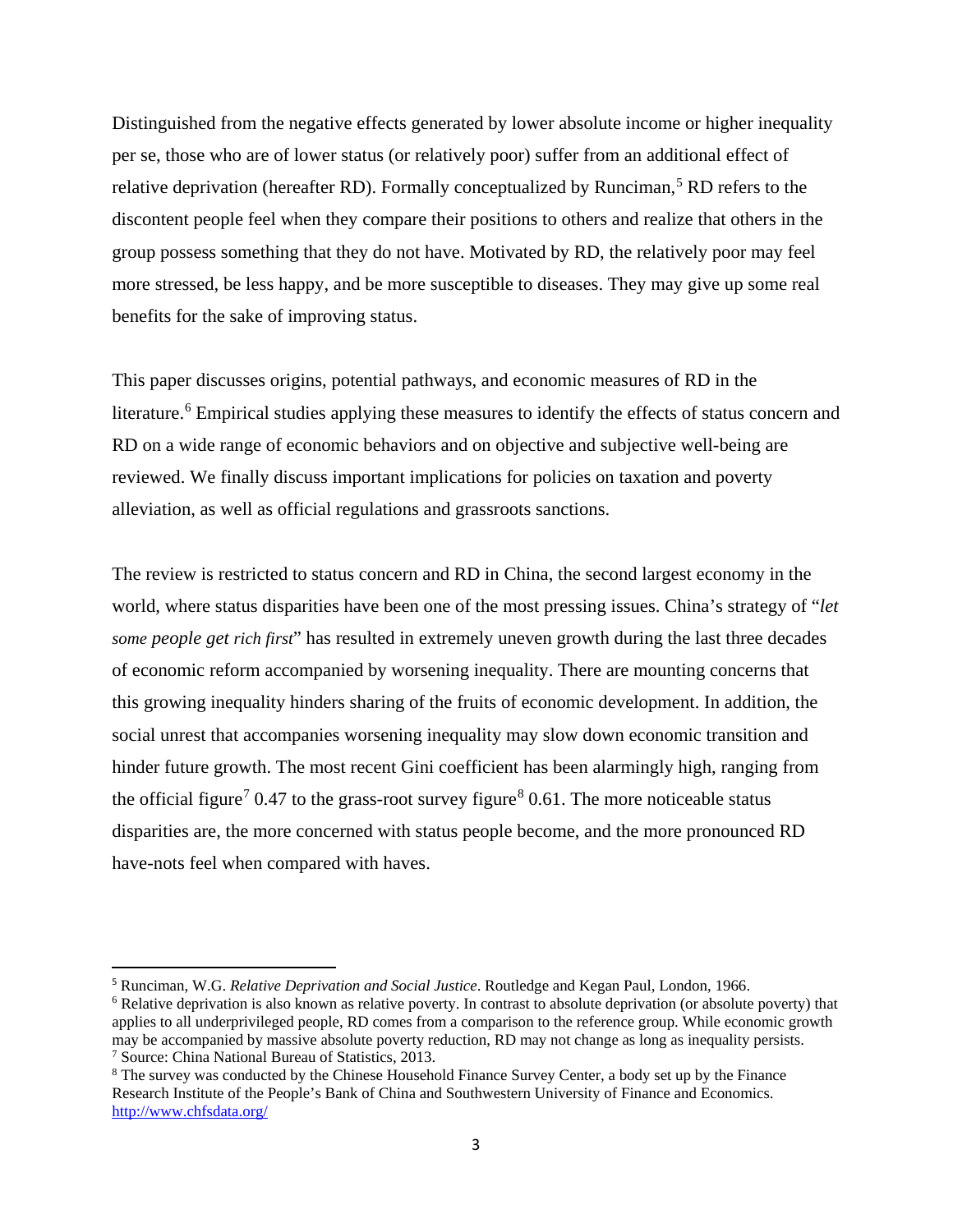Distinguished from the negative effects generated by lower absolute income or higher inequality per se, those who are of lower status (or relatively poor) suffer from an additional effect of relative deprivation (hereafter RD). Formally conceptualized by Runciman,[5] RD refers to the discontent people feel when they compare their positions to others and realize that others in the group possess something that they do not have. Motivated by RD, the relatively poor may feel more stressed, be less happy, and be more susceptible to diseases. They may give up some real benefits for the sake of improving status.

This paper discusses origins, potential pathways, and economic measures of RD in the literature.[6] Empirical studies applying these measures to identify the effects of status concern and RD on a wide range of economic behaviors and on objective and subjective well-being are reviewed. We finally discuss important implications for policies on taxation and poverty alleviation, as well as official regulations and grassroots sanctions.

The review is restricted to status concern and RD in China, the second largest economy in the world, where status disparities have been one of the most pressing issues. China's strategy of "*let some people get rich first*" has resulted in extremely uneven growth during the last three decades of economic reform accompanied by worsening inequality. There are mounting concerns that this growing inequality hinders sharing of the fruits of economic development. In addition, the social unrest that accompanies worsening inequality may slow down economic transition and hinder future growth. The most recent Gini coefficient has been alarmingly high, ranging from the official figure[7] 0.47 to the grass-root survey figure[8] 0.61. The more noticeable status disparities are, the more concerned with status people become, and the more pronounced RD have-nots feel when compared with haves.

---

[5] Runciman, W.G. *Relative Deprivation and Social Justice*. Routledge and Kegan Paul, London, 1966.

[6] Relative deprivation is also known as relative poverty. In contrast to absolute deprivation (or absolute poverty) that applies to all underprivileged people, RD comes from a comparison to the reference group. While economic growth may be accompanied by massive absolute poverty reduction, RD may not change as long as inequality persists.

[7] Source: China National Bureau of Statistics, 2013.

[8] The survey was conducted by the Chinese Household Finance Survey Center, a body set up by the Finance Research Institute of the People's Bank of China and Southwestern University of Finance and Economics. http://www.chfsdata.org/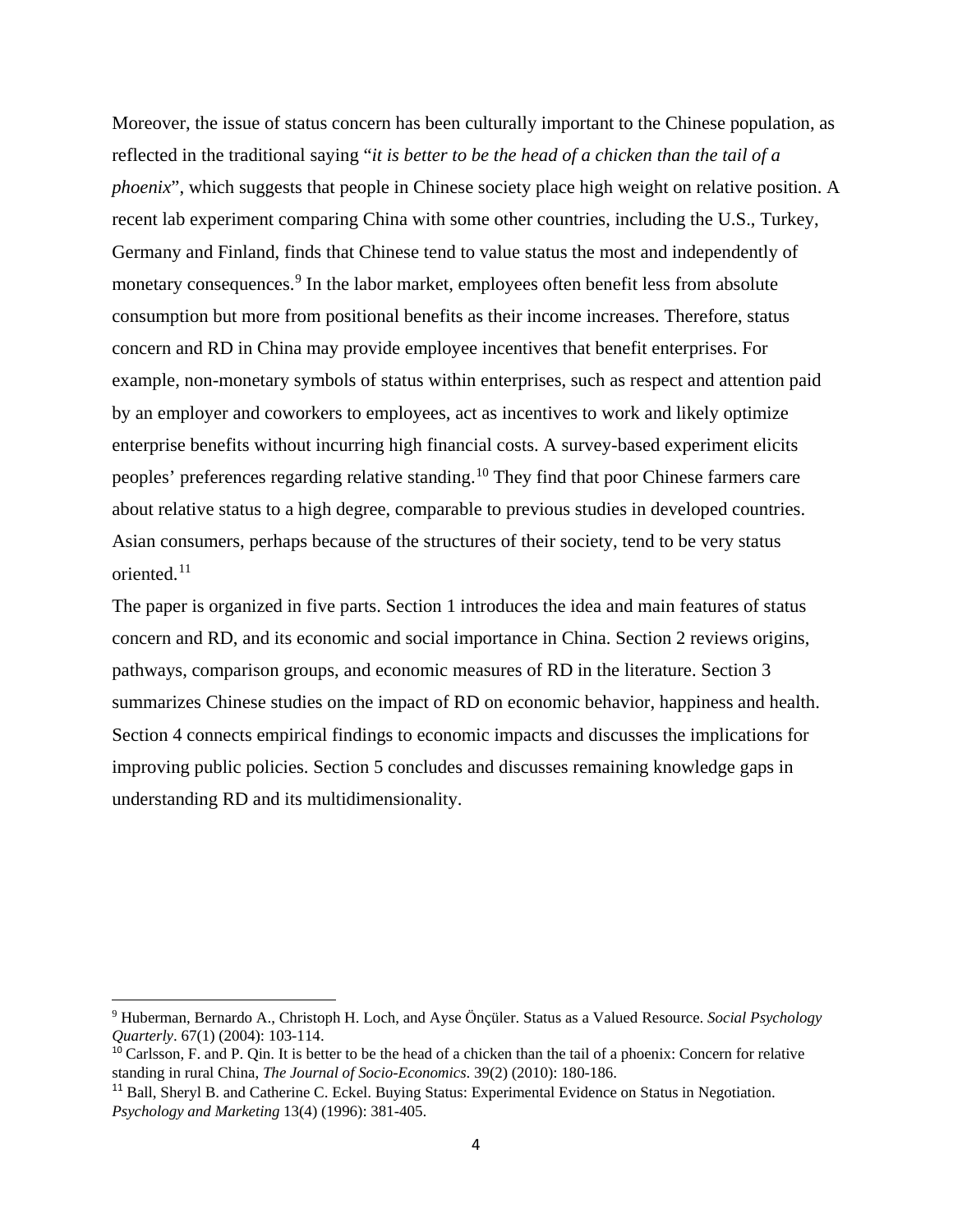Moreover, the issue of status concern has been culturally important to the Chinese population, as reflected in the traditional saying "*it is better to be the head of a chicken than the tail of a phoenix*", which suggests that people in Chinese society place high weight on relative position. A recent lab experiment comparing China with some other countries, including the U.S., Turkey, Germany and Finland, finds that Chinese tend to value status the most and independently of monetary consequences.[9] In the labor market, employees often benefit less from absolute consumption but more from positional benefits as their income increases. Therefore, status concern and RD in China may provide employee incentives that benefit enterprises. For example, non-monetary symbols of status within enterprises, such as respect and attention paid by an employer and coworkers to employees, act as incentives to work and likely optimize enterprise benefits without incurring high financial costs. A survey-based experiment elicits peoples' preferences regarding relative standing.[10] They find that poor Chinese farmers care about relative status to a high degree, comparable to previous studies in developed countries. Asian consumers, perhaps because of the structures of their society, tend to be very status oriented.[11]

The paper is organized in five parts. Section 1 introduces the idea and main features of status concern and RD, and its economic and social importance in China. Section 2 reviews origins, pathways, comparison groups, and economic measures of RD in the literature. Section 3 summarizes Chinese studies on the impact of RD on economic behavior, happiness and health. Section 4 connects empirical findings to economic impacts and discusses the implications for improving public policies. Section 5 concludes and discusses remaining knowledge gaps in understanding RD and its multidimensionality.

---

[9] Huberman, Bernardo A., Christoph H. Loch, and Ayse Önçüler. Status as a Valued Resource. *Social Psychology Quarterly*. 67(1) (2004): 103-114.

[10] Carlsson, F. and P. Qin. It is better to be the head of a chicken than the tail of a phoenix: Concern for relative standing in rural China, *The Journal of Socio-Economics*. 39(2) (2010): 180-186.

[11] Ball, Sheryl B. and Catherine C. Eckel. Buying Status: Experimental Evidence on Status in Negotiation. *Psychology and Marketing* 13(4) (1996): 381-405.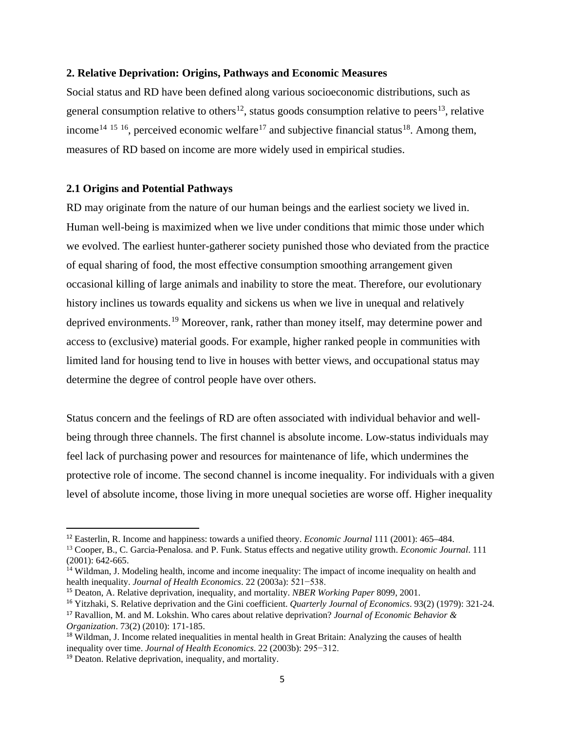## 2. Relative Deprivation: Origins, Pathways and Economic Measures

Social status and RD have been defined along various socioeconomic distributions, such as general consumption relative to others[12], status goods consumption relative to peers[13], relative income[14] [15] [16], perceived economic welfare[17] and subjective financial status[18]. Among them, measures of RD based on income are more widely used in empirical studies.

### 2.1 Origins and Potential Pathways

RD may originate from the nature of our human beings and the earliest society we lived in. Human well-being is maximized when we live under conditions that mimic those under which we evolved. The earliest hunter-gatherer society punished those who deviated from the practice of equal sharing of food, the most effective consumption smoothing arrangement given occasional killing of large animals and inability to store the meat. Therefore, our evolutionary history inclines us towards equality and sickens us when we live in unequal and relatively deprived environments.[19] Moreover, rank, rather than money itself, may determine power and access to (exclusive) material goods. For example, higher ranked people in communities with limited land for housing tend to live in houses with better views, and occupational status may determine the degree of control people have over others.

Status concern and the feelings of RD are often associated with individual behavior and well-being through three channels. The first channel is absolute income. Low-status individuals may feel lack of purchasing power and resources for maintenance of life, which undermines the protective role of income. The second channel is income inequality. For individuals with a given level of absolute income, those living in more unequal societies are worse off. Higher inequality

---

[12] Easterlin, R. Income and happiness: towards a unified theory. *Economic Journal* 111 (2001): 465–484.

[13] Cooper, B., C. Garcia-Penalosa. and P. Funk. Status effects and negative utility growth. *Economic Journal*. 111 (2001): 642-665.

[14] Wildman, J. Modeling health, income and income inequality: The impact of income inequality on health and health inequality. *Journal of Health Economics*. 22 (2003a): 521−538.

[15] Deaton, A. Relative deprivation, inequality, and mortality. *NBER Working Paper* 8099, 2001.

[16] Yitzhaki, S. Relative deprivation and the Gini coefficient. *Quarterly Journal of Economics*. 93(2) (1979): 321-24.

[17] Ravallion, M. and M. Lokshin. Who cares about relative deprivation? *Journal of Economic Behavior & Organization*. 73(2) (2010): 171-185.

[18] Wildman, J. Income related inequalities in mental health in Great Britain: Analyzing the causes of health inequality over time. *Journal of Health Economics*. 22 (2003b): 295−312.

[19] Deaton. Relative deprivation, inequality, and mortality.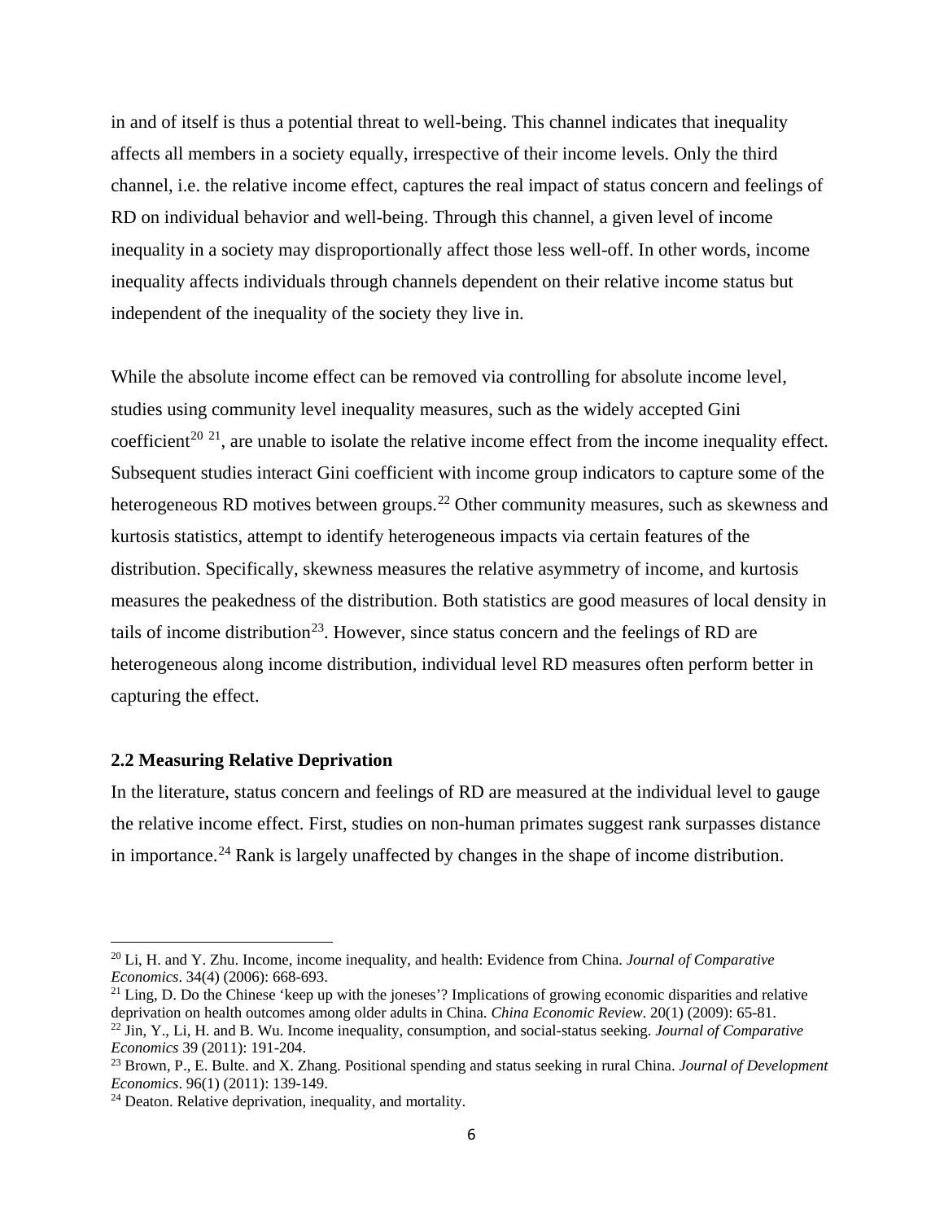in and of itself is thus a potential threat to well-being. This channel indicates that inequality affects all members in a society equally, irrespective of their income levels. Only the third channel, i.e. the relative income effect, captures the real impact of status concern and feelings of RD on individual behavior and well-being. Through this channel, a given level of income inequality in a society may disproportionally affect those less well-off. In other words, income inequality affects individuals through channels dependent on their relative income status but independent of the inequality of the society they live in.

While the absolute income effect can be removed via controlling for absolute income level, studies using community level inequality measures, such as the widely accepted Gini coefficient[20] [21], are unable to isolate the relative income effect from the income inequality effect. Subsequent studies interact Gini coefficient with income group indicators to capture some of the heterogeneous RD motives between groups.[22] Other community measures, such as skewness and kurtosis statistics, attempt to identify heterogeneous impacts via certain features of the distribution. Specifically, skewness measures the relative asymmetry of income, and kurtosis measures the peakedness of the distribution. Both statistics are good measures of local density in tails of income distribution[23]. However, since status concern and the feelings of RD are heterogeneous along income distribution, individual level RD measures often perform better in capturing the effect.

### 2.2 Measuring Relative Deprivation

In the literature, status concern and feelings of RD are measured at the individual level to gauge the relative income effect. First, studies on non-human primates suggest rank surpasses distance in importance.[24] Rank is largely unaffected by changes in the shape of income distribution.

---

[20] Li, H. and Y. Zhu. Income, income inequality, and health: Evidence from China. *Journal of Comparative Economics*. 34(4) (2006): 668-693.

[21] Ling, D. Do the Chinese 'keep up with the joneses'? Implications of growing economic disparities and relative deprivation on health outcomes among older adults in China. *China Economic Review*. 20(1) (2009): 65-81.

[22] Jin, Y., Li, H. and B. Wu. Income inequality, consumption, and social-status seeking. *Journal of Comparative Economics* 39 (2011): 191-204.

[23] Brown, P., E. Bulte. and X. Zhang. Positional spending and status seeking in rural China. *Journal of Development Economics*. 96(1) (2011): 139-149.

[24] Deaton. Relative deprivation, inequality, and mortality.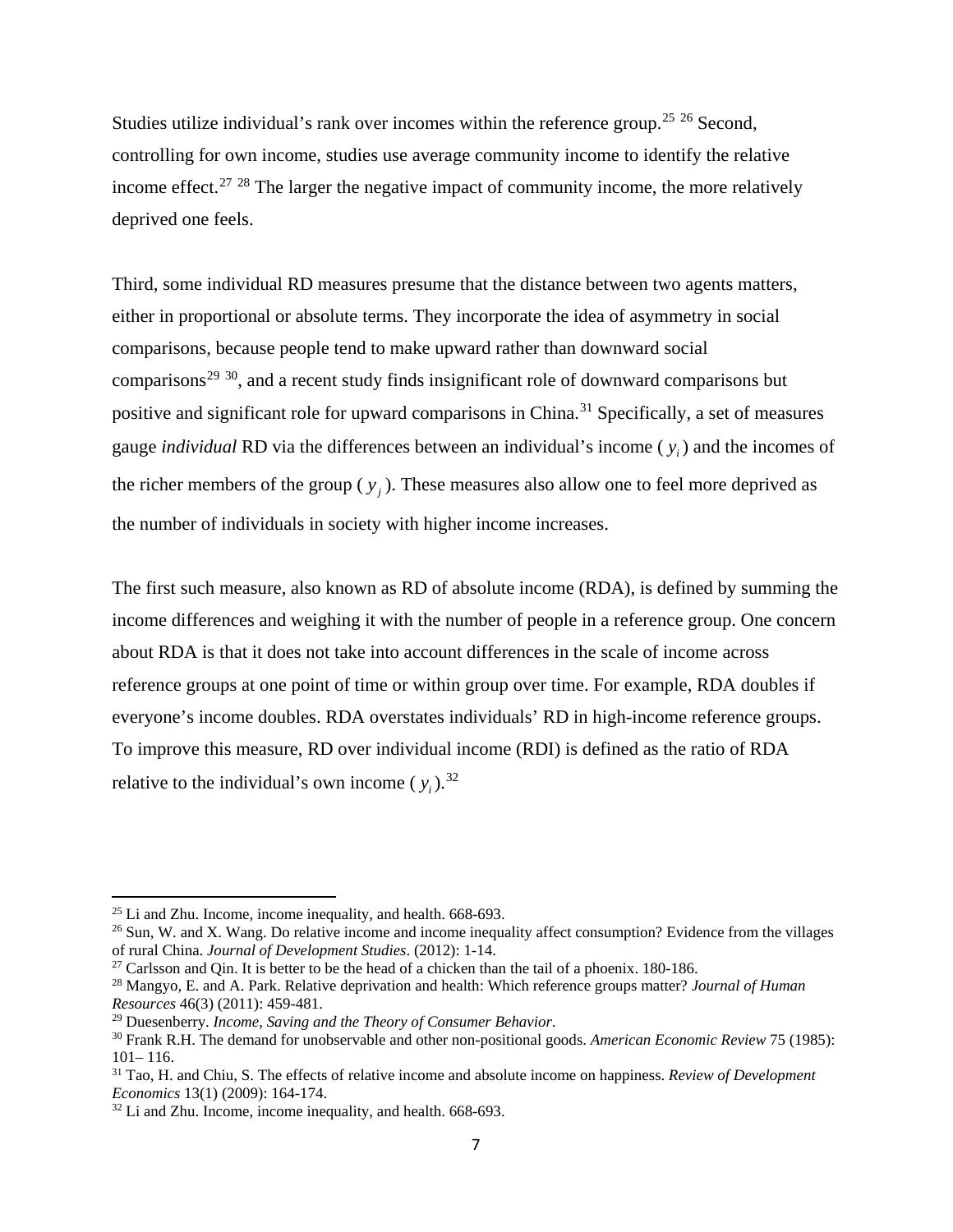Studies utilize individual's rank over incomes within the reference group.[25] [26] Second, controlling for own income, studies use average community income to identify the relative income effect.[27] [28] The larger the negative impact of community income, the more relatively deprived one feels.

Third, some individual RD measures presume that the distance between two agents matters, either in proportional or absolute terms. They incorporate the idea of asymmetry in social comparisons, because people tend to make upward rather than downward social comparisons[29] [30], and a recent study finds insignificant role of downward comparisons but positive and significant role for upward comparisons in China.[31] Specifically, a set of measures gauge *individual* RD via the differences between an individual's income ( $y_i$ ) and the incomes of the richer members of the group ( $y_j$ ). These measures also allow one to feel more deprived as the number of individuals in society with higher income increases.

The first such measure, also known as RD of absolute income (RDA), is defined by summing the income differences and weighing it with the number of people in a reference group. One concern about RDA is that it does not take into account differences in the scale of income across reference groups at one point of time or within group over time. For example, RDA doubles if everyone's income doubles. RDA overstates individuals' RD in high-income reference groups. To improve this measure, RD over individual income (RDI) is defined as the ratio of RDA relative to the individual's own income ( $y_i$ ).[32]

---

[25] Li and Zhu. Income, income inequality, and health. 668-693.

[26] Sun, W. and X. Wang. Do relative income and income inequality affect consumption? Evidence from the villages of rural China. *Journal of Development Studies*. (2012): 1-14.

[27] Carlsson and Qin. It is better to be the head of a chicken than the tail of a phoenix. 180-186.

[28] Mangyo, E. and A. Park. Relative deprivation and health: Which reference groups matter? *Journal of Human Resources* 46(3) (2011): 459-481.

[29] Duesenberry. *Income, Saving and the Theory of Consumer Behavior*.

[30] Frank R.H. The demand for unobservable and other non-positional goods. *American Economic Review* 75 (1985): 101– 116.

[31] Tao, H. and Chiu, S. The effects of relative income and absolute income on happiness. *Review of Development Economics* 13(1) (2009): 164-174.

[32] Li and Zhu. Income, income inequality, and health. 668-693.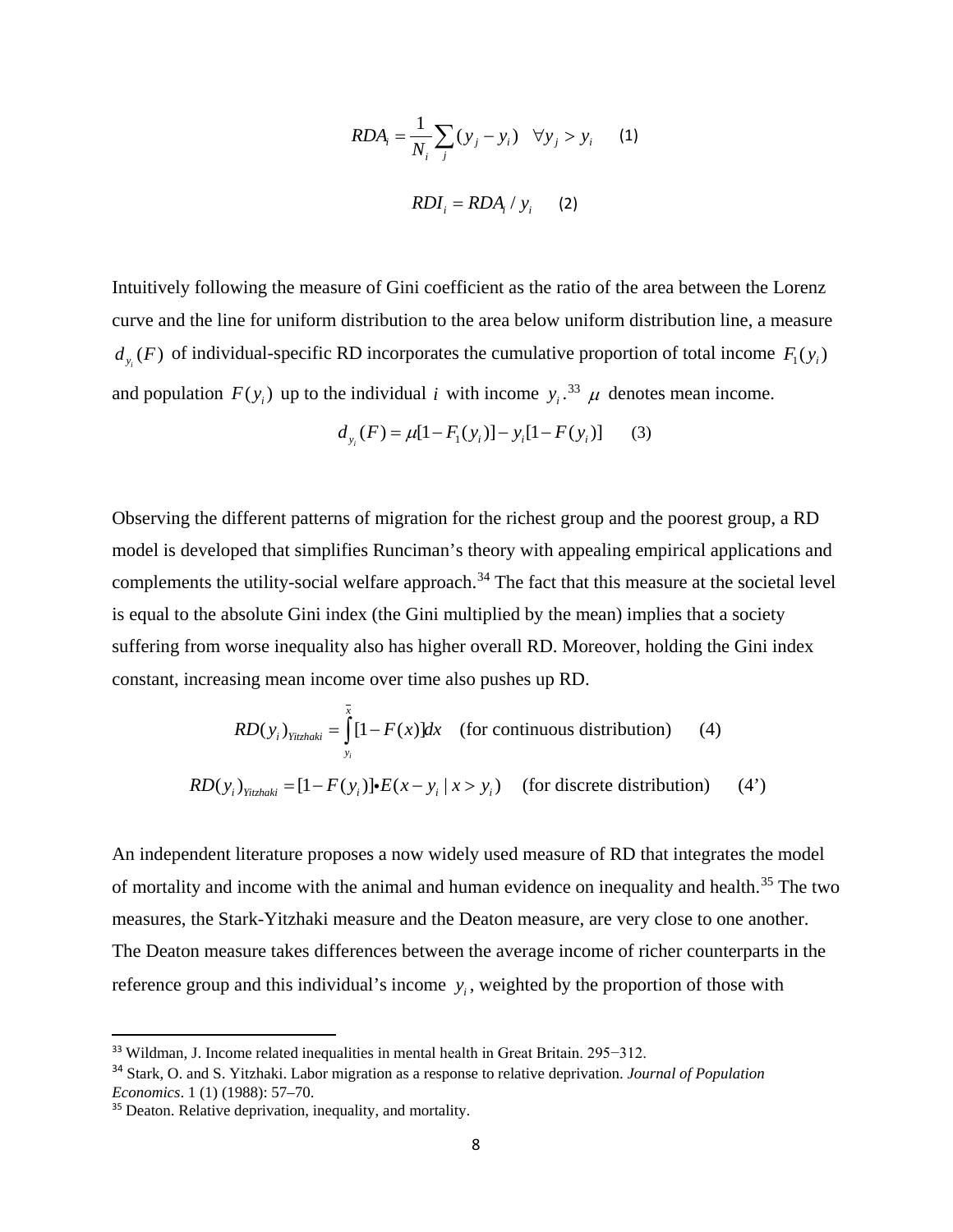$$RDA_i = \frac{1}{N_i}\sum_j (y_j - y_i) \quad \forall y_j > y_i \qquad (1)$$

$$RDI_i = RDA_i / y_i \qquad (2)$$

Intuitively following the measure of Gini coefficient as the ratio of the area between the Lorenz curve and the line for uniform distribution to the area below uniform distribution line, a measure $d_{y_i}(F)$ of individual-specific RD incorporates the cumulative proportion of total income $F_1(y_i)$ and population $F(y_i)$ up to the individual $i$ with income $y_i$.[33] $\mu$ denotes mean income.

$$d_{y_i}(F) = \mu[1 - F_1(y_i)] - y_i[1 - F(y_i)] \qquad (3)$$

Observing the different patterns of migration for the richest group and the poorest group, a RD model is developed that simplifies Runciman's theory with appealing empirical applications and complements the utility-social welfare approach.[34] The fact that this measure at the societal level is equal to the absolute Gini index (the Gini multiplied by the mean) implies that a society suffering from worse inequality also has higher overall RD. Moreover, holding the Gini index constant, increasing mean income over time also pushes up RD.

$$RD(y_i)_{Yitzhaki} = \int_{y_i}^{\bar{x}} [1 - F(x)]dx \quad \text{(for continuous distribution)} \qquad (4)$$

$$RD(y_i)_{Yitzhaki} = [1 - F(y_i)] \bullet E(x - y_i \mid x > y_i) \quad \text{(for discrete distribution)} \qquad (4')$$

An independent literature proposes a now widely used measure of RD that integrates the model of mortality and income with the animal and human evidence on inequality and health.[35] The two measures, the Stark-Yitzhaki measure and the Deaton measure, are very close to one another. The Deaton measure takes differences between the average income of richer counterparts in the reference group and this individual's income $y_i$, weighted by the proportion of those with

---

[33] Wildman, J. Income related inequalities in mental health in Great Britain. 295−312.

[34] Stark, O. and S. Yitzhaki. Labor migration as a response to relative deprivation. *Journal of Population Economics*. 1 (1) (1988): 57–70.

[35] Deaton. Relative deprivation, inequality, and mortality.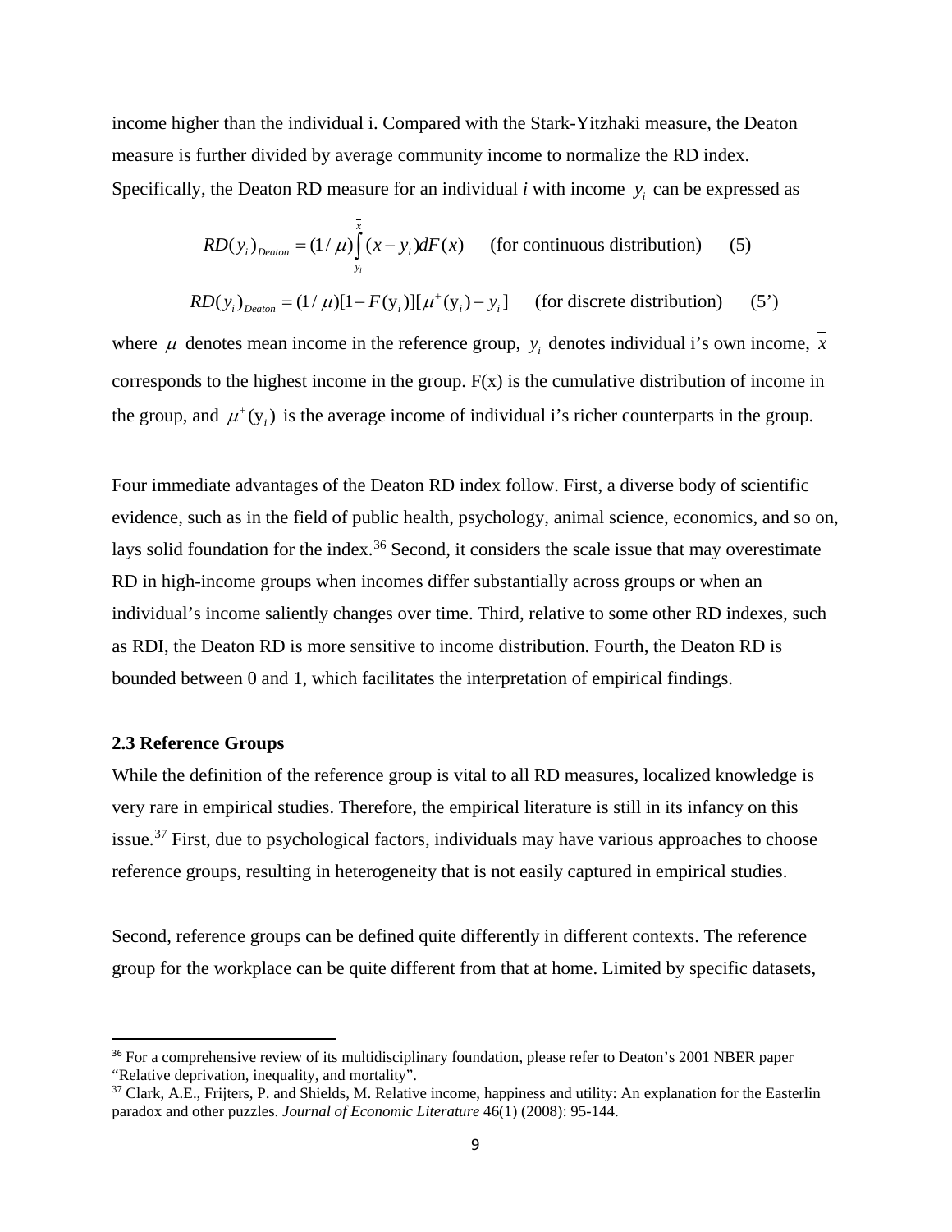income higher than the individual i. Compared with the Stark-Yitzhaki measure, the Deaton measure is further divided by average community income to normalize the RD index. Specifically, the Deaton RD measure for an individual *i* with income $y_i$ can be expressed as

$$RD(y_i)_{Deaton} = (1/\mu)\int_{y_i}^{\bar{x}} (x - y_i)dF(x) \quad \text{(for continuous distribution)} \quad (5)$$

$$RD(y_i)_{Deaton} = (1/\mu)[1 - F(y_i)][\mu^+(y_i) - y_i] \quad \text{(for discrete distribution)} \quad (5')$$

where $\mu$ denotes mean income in the reference group, $y_i$ denotes individual i's own income, $\bar{x}$ corresponds to the highest income in the group. F(x) is the cumulative distribution of income in the group, and $\mu^+(y_i)$ is the average income of individual i's richer counterparts in the group.

Four immediate advantages of the Deaton RD index follow. First, a diverse body of scientific evidence, such as in the field of public health, psychology, animal science, economics, and so on, lays solid foundation for the index.[36] Second, it considers the scale issue that may overestimate RD in high-income groups when incomes differ substantially across groups or when an individual's income saliently changes over time. Third, relative to some other RD indexes, such as RDI, the Deaton RD is more sensitive to income distribution. Fourth, the Deaton RD is bounded between 0 and 1, which facilitates the interpretation of empirical findings.

### 2.3 Reference Groups

While the definition of the reference group is vital to all RD measures, localized knowledge is very rare in empirical studies. Therefore, the empirical literature is still in its infancy on this issue.[37] First, due to psychological factors, individuals may have various approaches to choose reference groups, resulting in heterogeneity that is not easily captured in empirical studies.

Second, reference groups can be defined quite differently in different contexts. The reference group for the workplace can be quite different from that at home. Limited by specific datasets,

---

[36] For a comprehensive review of its multidisciplinary foundation, please refer to Deaton's 2001 NBER paper "Relative deprivation, inequality, and mortality".

[37] Clark, A.E., Frijters, P. and Shields, M. Relative income, happiness and utility: An explanation for the Easterlin paradox and other puzzles. *Journal of Economic Literature* 46(1) (2008): 95-144.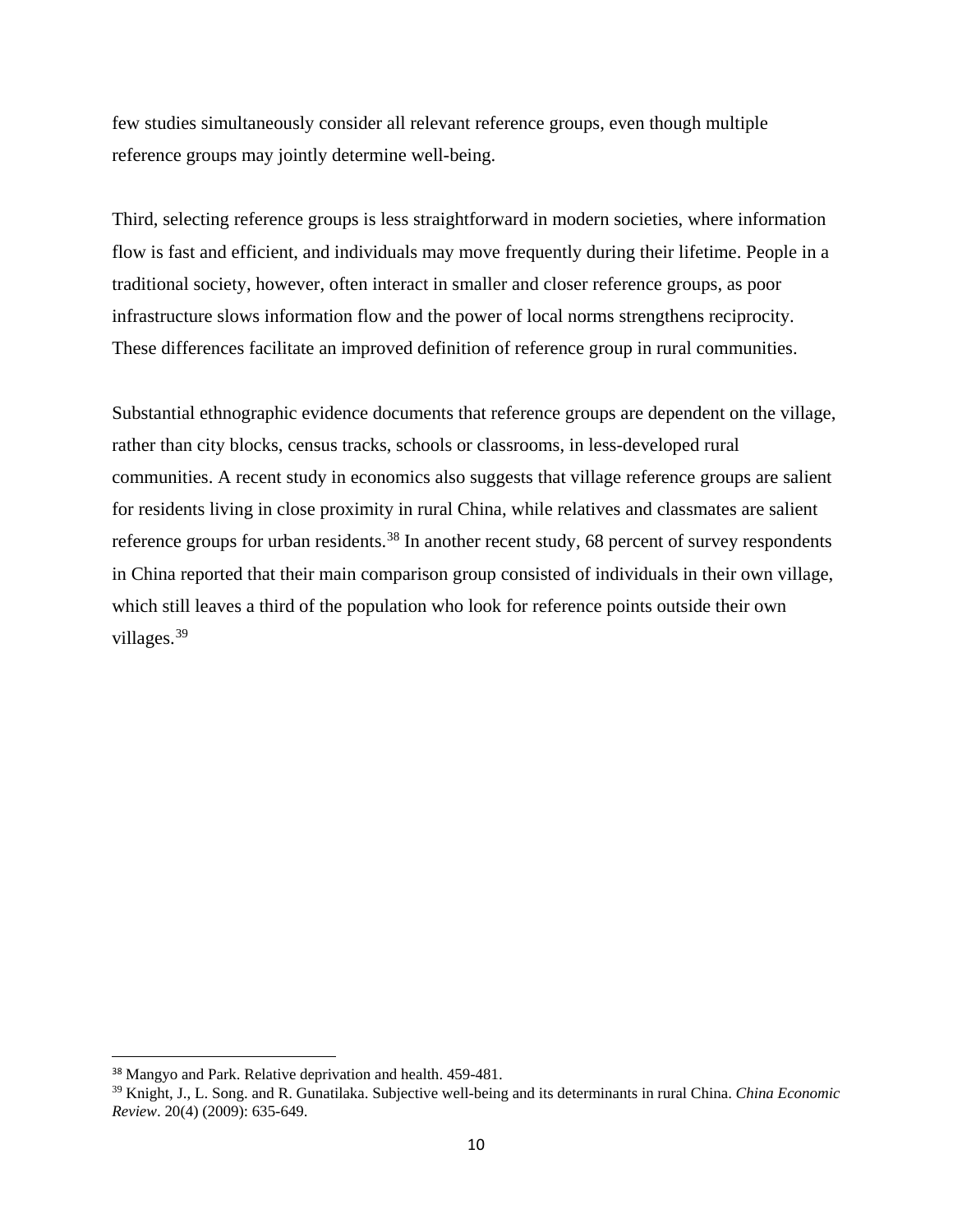few studies simultaneously consider all relevant reference groups, even though multiple reference groups may jointly determine well-being.

Third, selecting reference groups is less straightforward in modern societies, where information flow is fast and efficient, and individuals may move frequently during their lifetime. People in a traditional society, however, often interact in smaller and closer reference groups, as poor infrastructure slows information flow and the power of local norms strengthens reciprocity. These differences facilitate an improved definition of reference group in rural communities.

Substantial ethnographic evidence documents that reference groups are dependent on the village, rather than city blocks, census tracks, schools or classrooms, in less-developed rural communities. A recent study in economics also suggests that village reference groups are salient for residents living in close proximity in rural China, while relatives and classmates are salient reference groups for urban residents.[38] In another recent study, 68 percent of survey respondents in China reported that their main comparison group consisted of individuals in their own village, which still leaves a third of the population who look for reference points outside their own villages.[39]

---

[38] Mangyo and Park. Relative deprivation and health. 459-481.

[39] Knight, J., L. Song. and R. Gunatilaka. Subjective well-being and its determinants in rural China. *China Economic Review*. 20(4) (2009): 635-649.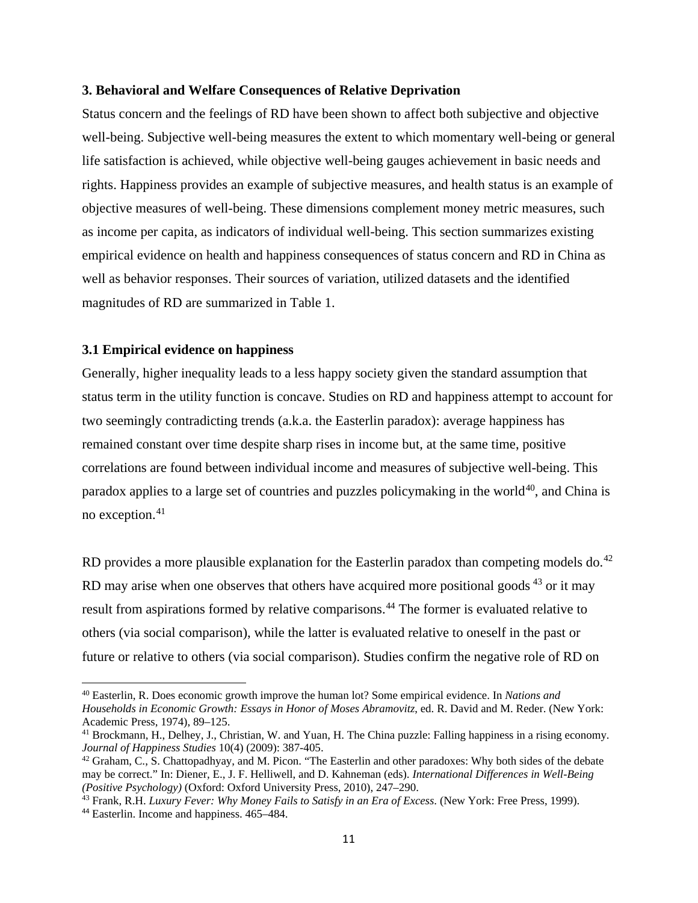### 3. Behavioral and Welfare Consequences of Relative Deprivation

Status concern and the feelings of RD have been shown to affect both subjective and objective well-being. Subjective well-being measures the extent to which momentary well-being or general life satisfaction is achieved, while objective well-being gauges achievement in basic needs and rights. Happiness provides an example of subjective measures, and health status is an example of objective measures of well-being. These dimensions complement money metric measures, such as income per capita, as indicators of individual well-being. This section summarizes existing empirical evidence on health and happiness consequences of status concern and RD in China as well as behavior responses. Their sources of variation, utilized datasets and the identified magnitudes of RD are summarized in Table 1.

#### 3.1 Empirical evidence on happiness

Generally, higher inequality leads to a less happy society given the standard assumption that status term in the utility function is concave. Studies on RD and happiness attempt to account for two seemingly contradicting trends (a.k.a. the Easterlin paradox): average happiness has remained constant over time despite sharp rises in income but, at the same time, positive correlations are found between individual income and measures of subjective well-being. This paradox applies to a large set of countries and puzzles policymaking in the world[40], and China is no exception.[41]

RD provides a more plausible explanation for the Easterlin paradox than competing models do.[42] RD may arise when one observes that others have acquired more positional goods [43] or it may result from aspirations formed by relative comparisons.[44] The former is evaluated relative to others (via social comparison), while the latter is evaluated relative to oneself in the past or future or relative to others (via social comparison). Studies confirm the negative role of RD on

---

[40] Easterlin, R. Does economic growth improve the human lot? Some empirical evidence. In *Nations and Households in Economic Growth: Essays in Honor of Moses Abramovitz*, ed. R. David and M. Reder. (New York: Academic Press, 1974), 89–125.

[41] Brockmann, H., Delhey, J., Christian, W. and Yuan, H. The China puzzle: Falling happiness in a rising economy. *Journal of Happiness Studies* 10(4) (2009): 387-405.

[42] Graham, C., S. Chattopadhyay, and M. Picon. "The Easterlin and other paradoxes: Why both sides of the debate may be correct." In: Diener, E., J. F. Helliwell, and D. Kahneman (eds). *International Differences in Well-Being (Positive Psychology)* (Oxford: Oxford University Press, 2010), 247–290.

[43] Frank, R.H. *Luxury Fever: Why Money Fails to Satisfy in an Era of Excess*. (New York: Free Press, 1999).

[44] Easterlin. Income and happiness. 465–484.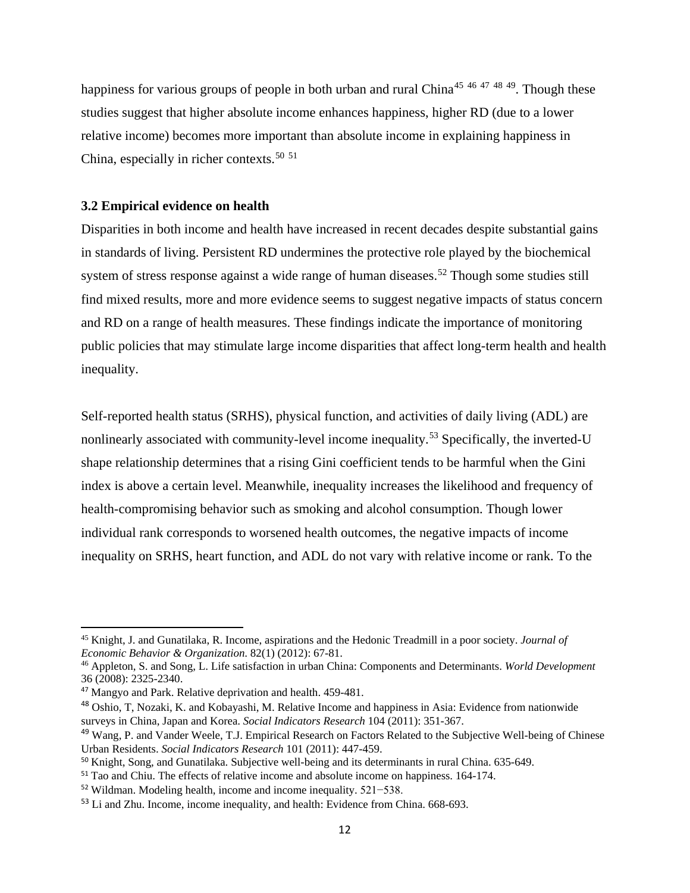happiness for various groups of people in both urban and rural China[45] [46] [47] [48] [49]. Though these studies suggest that higher absolute income enhances happiness, higher RD (due to a lower relative income) becomes more important than absolute income in explaining happiness in China, especially in richer contexts.[50] [51]

### 3.2 Empirical evidence on health

Disparities in both income and health have increased in recent decades despite substantial gains in standards of living. Persistent RD undermines the protective role played by the biochemical system of stress response against a wide range of human diseases.[52] Though some studies still find mixed results, more and more evidence seems to suggest negative impacts of status concern and RD on a range of health measures. These findings indicate the importance of monitoring public policies that may stimulate large income disparities that affect long-term health and health inequality.

Self-reported health status (SRHS), physical function, and activities of daily living (ADL) are nonlinearly associated with community-level income inequality.[53] Specifically, the inverted-U shape relationship determines that a rising Gini coefficient tends to be harmful when the Gini index is above a certain level. Meanwhile, inequality increases the likelihood and frequency of health-compromising behavior such as smoking and alcohol consumption. Though lower individual rank corresponds to worsened health outcomes, the negative impacts of income inequality on SRHS, heart function, and ADL do not vary with relative income or rank. To the

---

[45] Knight, J. and Gunatilaka, R. Income, aspirations and the Hedonic Treadmill in a poor society. *Journal of Economic Behavior & Organization*. 82(1) (2012): 67-81.

[46] Appleton, S. and Song, L. Life satisfaction in urban China: Components and Determinants. *World Development* 36 (2008): 2325-2340.

[47] Mangyo and Park. Relative deprivation and health. 459-481.

[48] Oshio, T, Nozaki, K. and Kobayashi, M. Relative Income and happiness in Asia: Evidence from nationwide surveys in China, Japan and Korea. *Social Indicators Research* 104 (2011): 351-367.

[49] Wang, P. and Vander Weele, T.J. Empirical Research on Factors Related to the Subjective Well-being of Chinese Urban Residents. *Social Indicators Research* 101 (2011): 447-459.

[50] Knight, Song, and Gunatilaka. Subjective well-being and its determinants in rural China. 635-649.

[51] Tao and Chiu. The effects of relative income and absolute income on happiness. 164-174.

[52] Wildman. Modeling health, income and income inequality. 521−538.

[53] Li and Zhu. Income, income inequality, and health: Evidence from China. 668-693.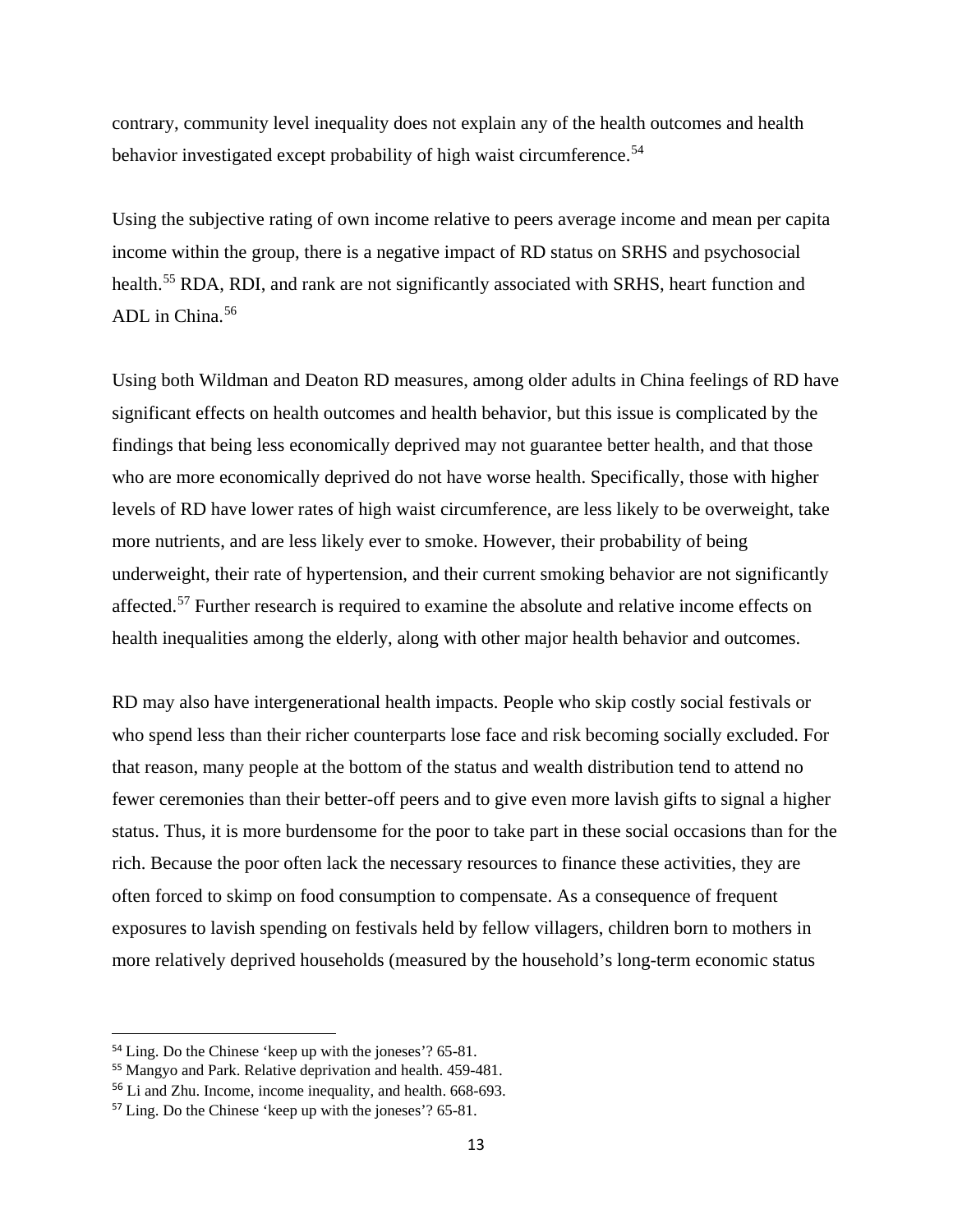contrary, community level inequality does not explain any of the health outcomes and health behavior investigated except probability of high waist circumference.[54]

Using the subjective rating of own income relative to peers average income and mean per capita income within the group, there is a negative impact of RD status on SRHS and psychosocial health.[55] RDA, RDI, and rank are not significantly associated with SRHS, heart function and ADL in China.[56]

Using both Wildman and Deaton RD measures, among older adults in China feelings of RD have significant effects on health outcomes and health behavior, but this issue is complicated by the findings that being less economically deprived may not guarantee better health, and that those who are more economically deprived do not have worse health. Specifically, those with higher levels of RD have lower rates of high waist circumference, are less likely to be overweight, take more nutrients, and are less likely ever to smoke. However, their probability of being underweight, their rate of hypertension, and their current smoking behavior are not significantly affected.[57] Further research is required to examine the absolute and relative income effects on health inequalities among the elderly, along with other major health behavior and outcomes.

RD may also have intergenerational health impacts. People who skip costly social festivals or who spend less than their richer counterparts lose face and risk becoming socially excluded. For that reason, many people at the bottom of the status and wealth distribution tend to attend no fewer ceremonies than their better-off peers and to give even more lavish gifts to signal a higher status. Thus, it is more burdensome for the poor to take part in these social occasions than for the rich. Because the poor often lack the necessary resources to finance these activities, they are often forced to skimp on food consumption to compensate. As a consequence of frequent exposures to lavish spending on festivals held by fellow villagers, children born to mothers in more relatively deprived households (measured by the household's long-term economic status

[54] Ling. Do the Chinese 'keep up with the joneses'? 65-81.

[55] Mangyo and Park. Relative deprivation and health. 459-481.

[56] Li and Zhu. Income, income inequality, and health. 668-693.

[57] Ling. Do the Chinese 'keep up with the joneses'? 65-81.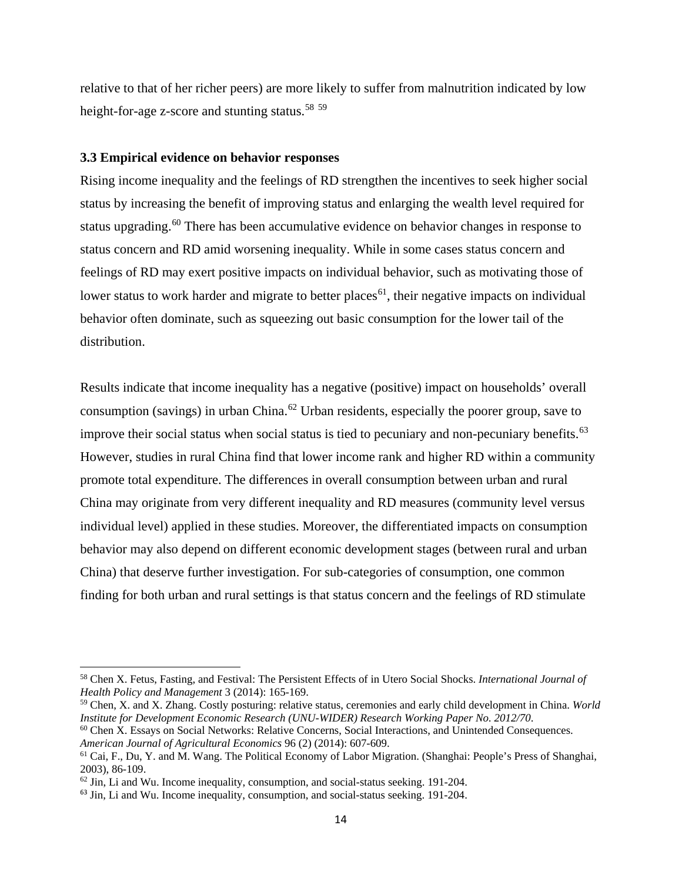relative to that of her richer peers) are more likely to suffer from malnutrition indicated by low height-for-age z-score and stunting status.[58] [59]

### 3.3 Empirical evidence on behavior responses

Rising income inequality and the feelings of RD strengthen the incentives to seek higher social status by increasing the benefit of improving status and enlarging the wealth level required for status upgrading.[60] There has been accumulative evidence on behavior changes in response to status concern and RD amid worsening inequality. While in some cases status concern and feelings of RD may exert positive impacts on individual behavior, such as motivating those of lower status to work harder and migrate to better places[61], their negative impacts on individual behavior often dominate, such as squeezing out basic consumption for the lower tail of the distribution.

Results indicate that income inequality has a negative (positive) impact on households' overall consumption (savings) in urban China.[62] Urban residents, especially the poorer group, save to improve their social status when social status is tied to pecuniary and non-pecuniary benefits.[63] However, studies in rural China find that lower income rank and higher RD within a community promote total expenditure. The differences in overall consumption between urban and rural China may originate from very different inequality and RD measures (community level versus individual level) applied in these studies. Moreover, the differentiated impacts on consumption behavior may also depend on different economic development stages (between rural and urban China) that deserve further investigation. For sub-categories of consumption, one common finding for both urban and rural settings is that status concern and the feelings of RD stimulate

---

[58] Chen X. Fetus, Fasting, and Festival: The Persistent Effects of in Utero Social Shocks. *International Journal of Health Policy and Management* 3 (2014): 165-169.

[59] Chen, X. and X. Zhang. Costly posturing: relative status, ceremonies and early child development in China. *World Institute for Development Economic Research (UNU-WIDER) Research Working Paper No. 2012/70*.

[60] Chen X. Essays on Social Networks: Relative Concerns, Social Interactions, and Unintended Consequences. *American Journal of Agricultural Economics* 96 (2) (2014): 607-609.

[61] Cai, F., Du, Y. and M. Wang. The Political Economy of Labor Migration. (Shanghai: People's Press of Shanghai, 2003), 86-109.

[62] Jin, Li and Wu. Income inequality, consumption, and social-status seeking. 191-204.

[63] Jin, Li and Wu. Income inequality, consumption, and social-status seeking. 191-204.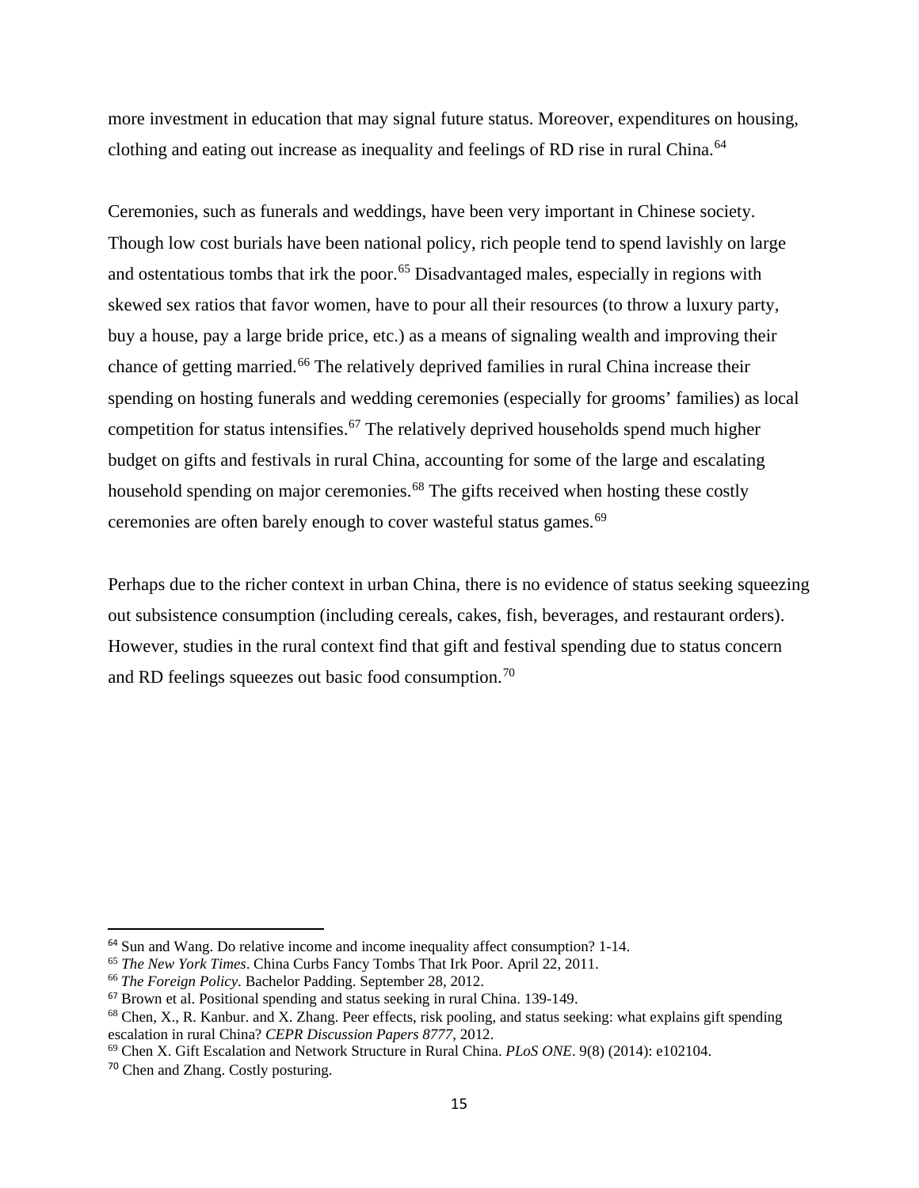more investment in education that may signal future status. Moreover, expenditures on housing, clothing and eating out increase as inequality and feelings of RD rise in rural China.[64]

Ceremonies, such as funerals and weddings, have been very important in Chinese society. Though low cost burials have been national policy, rich people tend to spend lavishly on large and ostentatious tombs that irk the poor.[65] Disadvantaged males, especially in regions with skewed sex ratios that favor women, have to pour all their resources (to throw a luxury party, buy a house, pay a large bride price, etc.) as a means of signaling wealth and improving their chance of getting married.[66] The relatively deprived families in rural China increase their spending on hosting funerals and wedding ceremonies (especially for grooms' families) as local competition for status intensifies.[67] The relatively deprived households spend much higher budget on gifts and festivals in rural China, accounting for some of the large and escalating household spending on major ceremonies.[68] The gifts received when hosting these costly ceremonies are often barely enough to cover wasteful status games.[69]

Perhaps due to the richer context in urban China, there is no evidence of status seeking squeezing out subsistence consumption (including cereals, cakes, fish, beverages, and restaurant orders). However, studies in the rural context find that gift and festival spending due to status concern and RD feelings squeezes out basic food consumption.[70]

---

[64] Sun and Wang. Do relative income and income inequality affect consumption? 1-14.

[65] *The New York Times*. China Curbs Fancy Tombs That Irk Poor. April 22, 2011.

[66] *The Foreign Policy*. Bachelor Padding. September 28, 2012.

[67] Brown et al. Positional spending and status seeking in rural China. 139-149.

[68] Chen, X., R. Kanbur. and X. Zhang. Peer effects, risk pooling, and status seeking: what explains gift spending escalation in rural China? *CEPR Discussion Papers 8777*, 2012.

[69] Chen X. Gift Escalation and Network Structure in Rural China. *PLoS ONE*. 9(8) (2014): e102104.

[70] Chen and Zhang. Costly posturing.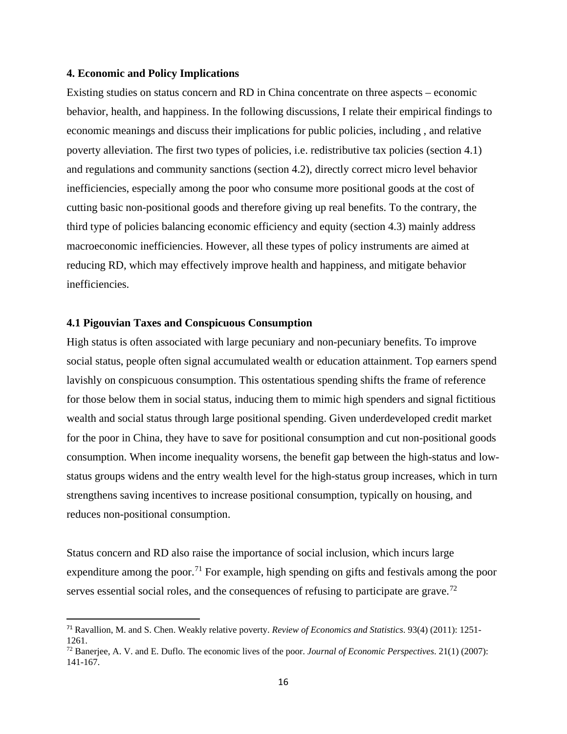## 4. Economic and Policy Implications

Existing studies on status concern and RD in China concentrate on three aspects – economic behavior, health, and happiness. In the following discussions, I relate their empirical findings to economic meanings and discuss their implications for public policies, including , and relative poverty alleviation. The first two types of policies, i.e. redistributive tax policies (section 4.1) and regulations and community sanctions (section 4.2), directly correct micro level behavior inefficiencies, especially among the poor who consume more positional goods at the cost of cutting basic non-positional goods and therefore giving up real benefits. To the contrary, the third type of policies balancing economic efficiency and equity (section 4.3) mainly address macroeconomic inefficiencies. However, all these types of policy instruments are aimed at reducing RD, which may effectively improve health and happiness, and mitigate behavior inefficiencies.

### 4.1 Pigouvian Taxes and Conspicuous Consumption

High status is often associated with large pecuniary and non-pecuniary benefits. To improve social status, people often signal accumulated wealth or education attainment. Top earners spend lavishly on conspicuous consumption. This ostentatious spending shifts the frame of reference for those below them in social status, inducing them to mimic high spenders and signal fictitious wealth and social status through large positional spending. Given underdeveloped credit market for the poor in China, they have to save for positional consumption and cut non-positional goods consumption. When income inequality worsens, the benefit gap between the high-status and low-status groups widens and the entry wealth level for the high-status group increases, which in turn strengthens saving incentives to increase positional consumption, typically on housing, and reduces non-positional consumption.

Status concern and RD also raise the importance of social inclusion, which incurs large expenditure among the poor.[71] For example, high spending on gifts and festivals among the poor serves essential social roles, and the consequences of refusing to participate are grave.[72]

[71] Ravallion, M. and S. Chen. Weakly relative poverty. *Review of Economics and Statistics*. 93(4) (2011): 1251-1261.

[72] Banerjee, A. V. and E. Duflo. The economic lives of the poor. *Journal of Economic Perspectives*. 21(1) (2007): 141-167.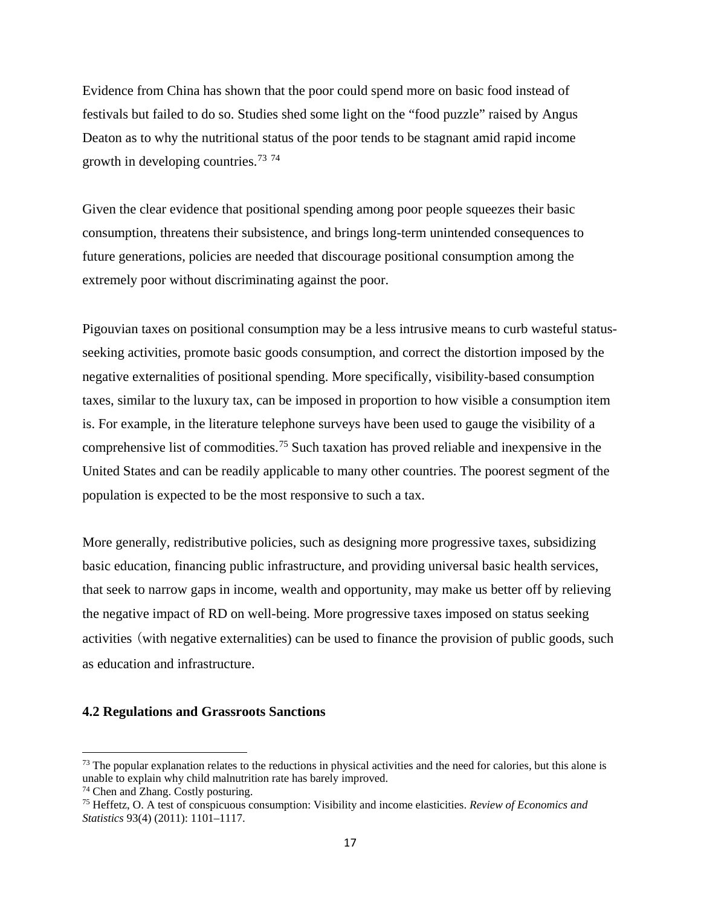Evidence from China has shown that the poor could spend more on basic food instead of festivals but failed to do so. Studies shed some light on the "food puzzle" raised by Angus Deaton as to why the nutritional status of the poor tends to be stagnant amid rapid income growth in developing countries.[73] [74]

Given the clear evidence that positional spending among poor people squeezes their basic consumption, threatens their subsistence, and brings long-term unintended consequences to future generations, policies are needed that discourage positional consumption among the extremely poor without discriminating against the poor.

Pigouvian taxes on positional consumption may be a less intrusive means to curb wasteful status-seeking activities, promote basic goods consumption, and correct the distortion imposed by the negative externalities of positional spending. More specifically, visibility-based consumption taxes, similar to the luxury tax, can be imposed in proportion to how visible a consumption item is. For example, in the literature telephone surveys have been used to gauge the visibility of a comprehensive list of commodities.[75] Such taxation has proved reliable and inexpensive in the United States and can be readily applicable to many other countries. The poorest segment of the population is expected to be the most responsive to such a tax.

More generally, redistributive policies, such as designing more progressive taxes, subsidizing basic education, financing public infrastructure, and providing universal basic health services, that seek to narrow gaps in income, wealth and opportunity, may make us better off by relieving the negative impact of RD on well-being. More progressive taxes imposed on status seeking activities（with negative externalities) can be used to finance the provision of public goods, such as education and infrastructure.

### 4.2 Regulations and Grassroots Sanctions

---

[73] The popular explanation relates to the reductions in physical activities and the need for calories, but this alone is unable to explain why child malnutrition rate has barely improved.

[74] Chen and Zhang. Costly posturing.

[75] Heffetz, O. A test of conspicuous consumption: Visibility and income elasticities. *Review of Economics and Statistics* 93(4) (2011): 1101–1117.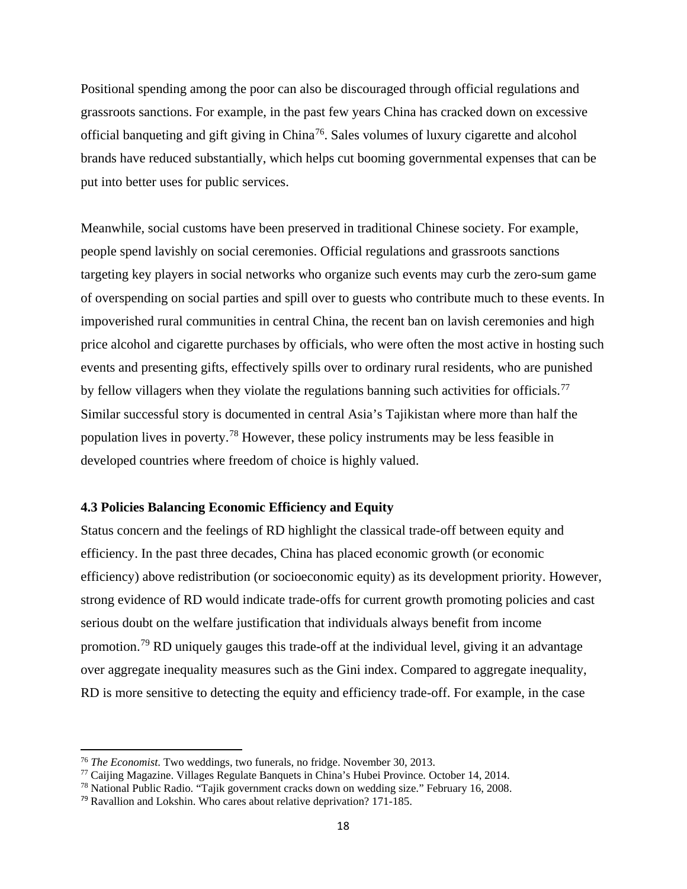Positional spending among the poor can also be discouraged through official regulations and grassroots sanctions. For example, in the past few years China has cracked down on excessive official banqueting and gift giving in China[76]. Sales volumes of luxury cigarette and alcohol brands have reduced substantially, which helps cut booming governmental expenses that can be put into better uses for public services.

Meanwhile, social customs have been preserved in traditional Chinese society. For example, people spend lavishly on social ceremonies. Official regulations and grassroots sanctions targeting key players in social networks who organize such events may curb the zero-sum game of overspending on social parties and spill over to guests who contribute much to these events. In impoverished rural communities in central China, the recent ban on lavish ceremonies and high price alcohol and cigarette purchases by officials, who were often the most active in hosting such events and presenting gifts, effectively spills over to ordinary rural residents, who are punished by fellow villagers when they violate the regulations banning such activities for officials.[77] Similar successful story is documented in central Asia's Tajikistan where more than half the population lives in poverty.[78] However, these policy instruments may be less feasible in developed countries where freedom of choice is highly valued.

### 4.3 Policies Balancing Economic Efficiency and Equity

Status concern and the feelings of RD highlight the classical trade-off between equity and efficiency. In the past three decades, China has placed economic growth (or economic efficiency) above redistribution (or socioeconomic equity) as its development priority. However, strong evidence of RD would indicate trade-offs for current growth promoting policies and cast serious doubt on the welfare justification that individuals always benefit from income promotion.[79] RD uniquely gauges this trade-off at the individual level, giving it an advantage over aggregate inequality measures such as the Gini index. Compared to aggregate inequality, RD is more sensitive to detecting the equity and efficiency trade-off. For example, in the case

---

[76] *The Economist.* Two weddings, two funerals, no fridge. November 30, 2013.

[77] Caijing Magazine. Villages Regulate Banquets in China's Hubei Province. October 14, 2014.

[78] National Public Radio. "Tajik government cracks down on wedding size." February 16, 2008.

[79] Ravallion and Lokshin. Who cares about relative deprivation? 171-185.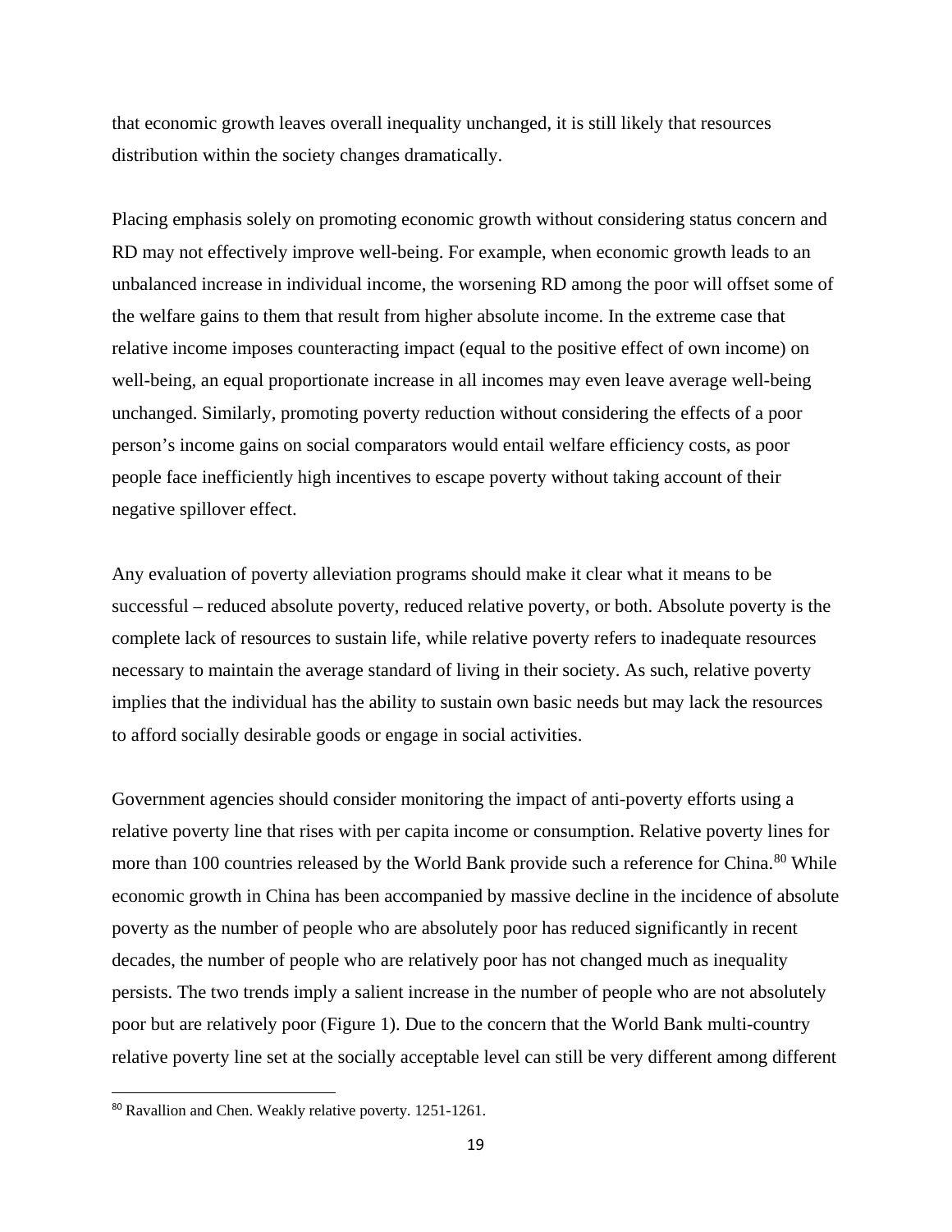that economic growth leaves overall inequality unchanged, it is still likely that resources distribution within the society changes dramatically.

Placing emphasis solely on promoting economic growth without considering status concern and RD may not effectively improve well-being. For example, when economic growth leads to an unbalanced increase in individual income, the worsening RD among the poor will offset some of the welfare gains to them that result from higher absolute income. In the extreme case that relative income imposes counteracting impact (equal to the positive effect of own income) on well-being, an equal proportionate increase in all incomes may even leave average well-being unchanged. Similarly, promoting poverty reduction without considering the effects of a poor person's income gains on social comparators would entail welfare efficiency costs, as poor people face inefficiently high incentives to escape poverty without taking account of their negative spillover effect.

Any evaluation of poverty alleviation programs should make it clear what it means to be successful – reduced absolute poverty, reduced relative poverty, or both. Absolute poverty is the complete lack of resources to sustain life, while relative poverty refers to inadequate resources necessary to maintain the average standard of living in their society. As such, relative poverty implies that the individual has the ability to sustain own basic needs but may lack the resources to afford socially desirable goods or engage in social activities.

Government agencies should consider monitoring the impact of anti-poverty efforts using a relative poverty line that rises with per capita income or consumption. Relative poverty lines for more than 100 countries released by the World Bank provide such a reference for China.[80] While economic growth in China has been accompanied by massive decline in the incidence of absolute poverty as the number of people who are absolutely poor has reduced significantly in recent decades, the number of people who are relatively poor has not changed much as inequality persists. The two trends imply a salient increase in the number of people who are not absolutely poor but are relatively poor (Figure 1). Due to the concern that the World Bank multi-country relative poverty line set at the socially acceptable level can still be very different among different

[80] Ravallion and Chen. Weakly relative poverty. 1251-1261.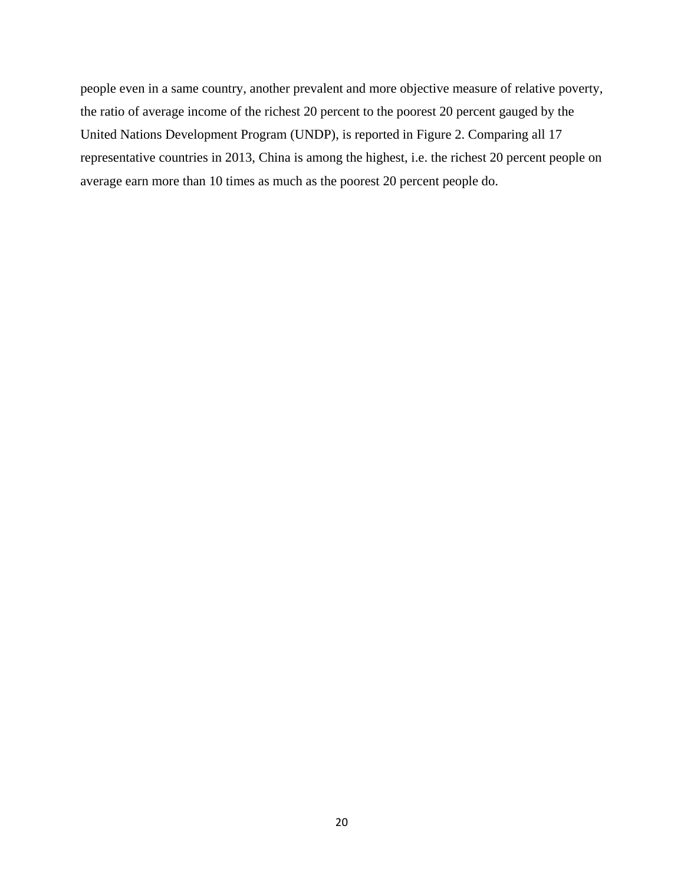people even in a same country, another prevalent and more objective measure of relative poverty, the ratio of average income of the richest 20 percent to the poorest 20 percent gauged by the United Nations Development Program (UNDP), is reported in Figure 2. Comparing all 17 representative countries in 2013, China is among the highest, i.e. the richest 20 percent people on average earn more than 10 times as much as the poorest 20 percent people do.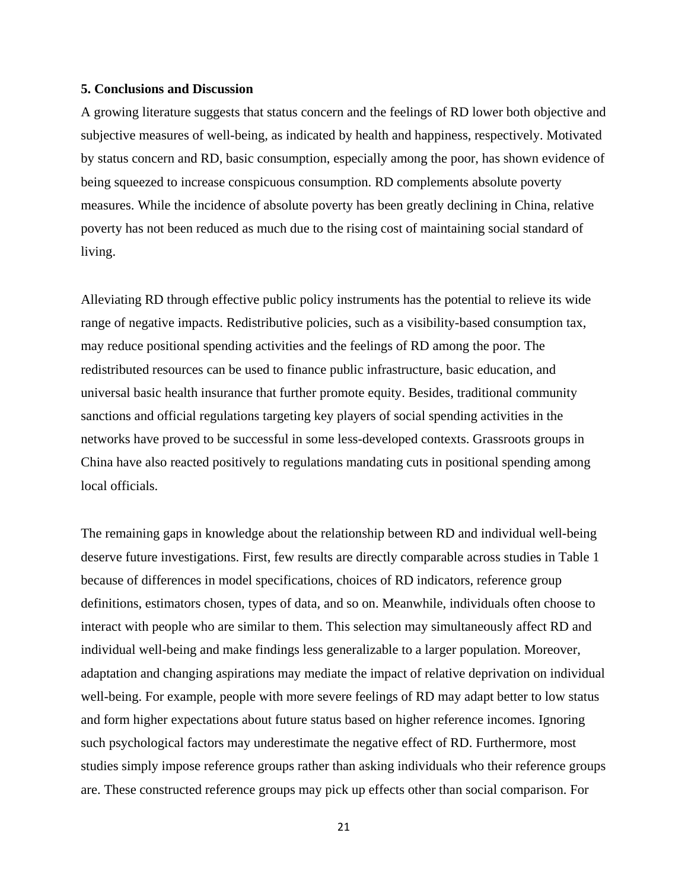## 5. Conclusions and Discussion

A growing literature suggests that status concern and the feelings of RD lower both objective and subjective measures of well-being, as indicated by health and happiness, respectively. Motivated by status concern and RD, basic consumption, especially among the poor, has shown evidence of being squeezed to increase conspicuous consumption. RD complements absolute poverty measures. While the incidence of absolute poverty has been greatly declining in China, relative poverty has not been reduced as much due to the rising cost of maintaining social standard of living.

Alleviating RD through effective public policy instruments has the potential to relieve its wide range of negative impacts. Redistributive policies, such as a visibility-based consumption tax, may reduce positional spending activities and the feelings of RD among the poor. The redistributed resources can be used to finance public infrastructure, basic education, and universal basic health insurance that further promote equity. Besides, traditional community sanctions and official regulations targeting key players of social spending activities in the networks have proved to be successful in some less-developed contexts. Grassroots groups in China have also reacted positively to regulations mandating cuts in positional spending among local officials.

The remaining gaps in knowledge about the relationship between RD and individual well-being deserve future investigations. First, few results are directly comparable across studies in Table 1 because of differences in model specifications, choices of RD indicators, reference group definitions, estimators chosen, types of data, and so on. Meanwhile, individuals often choose to interact with people who are similar to them. This selection may simultaneously affect RD and individual well-being and make findings less generalizable to a larger population. Moreover, adaptation and changing aspirations may mediate the impact of relative deprivation on individual well-being. For example, people with more severe feelings of RD may adapt better to low status and form higher expectations about future status based on higher reference incomes. Ignoring such psychological factors may underestimate the negative effect of RD. Furthermore, most studies simply impose reference groups rather than asking individuals who their reference groups are. These constructed reference groups may pick up effects other than social comparison. For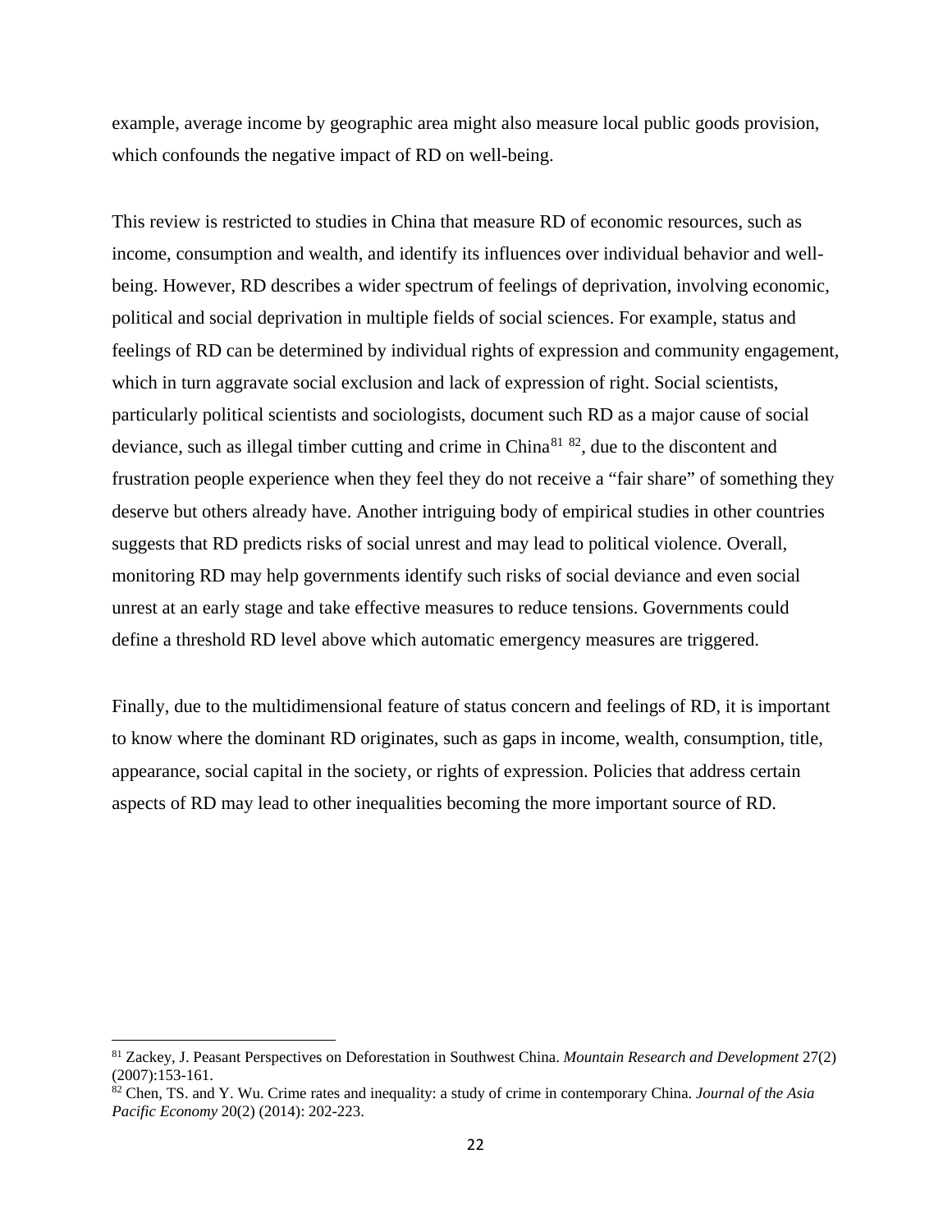example, average income by geographic area might also measure local public goods provision, which confounds the negative impact of RD on well-being.

This review is restricted to studies in China that measure RD of economic resources, such as income, consumption and wealth, and identify its influences over individual behavior and well-being. However, RD describes a wider spectrum of feelings of deprivation, involving economic, political and social deprivation in multiple fields of social sciences. For example, status and feelings of RD can be determined by individual rights of expression and community engagement, which in turn aggravate social exclusion and lack of expression of right. Social scientists, particularly political scientists and sociologists, document such RD as a major cause of social deviance, such as illegal timber cutting and crime in China[81] [82], due to the discontent and frustration people experience when they feel they do not receive a "fair share" of something they deserve but others already have. Another intriguing body of empirical studies in other countries suggests that RD predicts risks of social unrest and may lead to political violence. Overall, monitoring RD may help governments identify such risks of social deviance and even social unrest at an early stage and take effective measures to reduce tensions. Governments could define a threshold RD level above which automatic emergency measures are triggered.

Finally, due to the multidimensional feature of status concern and feelings of RD, it is important to know where the dominant RD originates, such as gaps in income, wealth, consumption, title, appearance, social capital in the society, or rights of expression. Policies that address certain aspects of RD may lead to other inequalities becoming the more important source of RD.

---

[81] Zackey, J. Peasant Perspectives on Deforestation in Southwest China. *Mountain Research and Development* 27(2) (2007):153-161.

[82] Chen, TS. and Y. Wu. Crime rates and inequality: a study of crime in contemporary China. *Journal of the Asia Pacific Economy* 20(2) (2014): 202-223.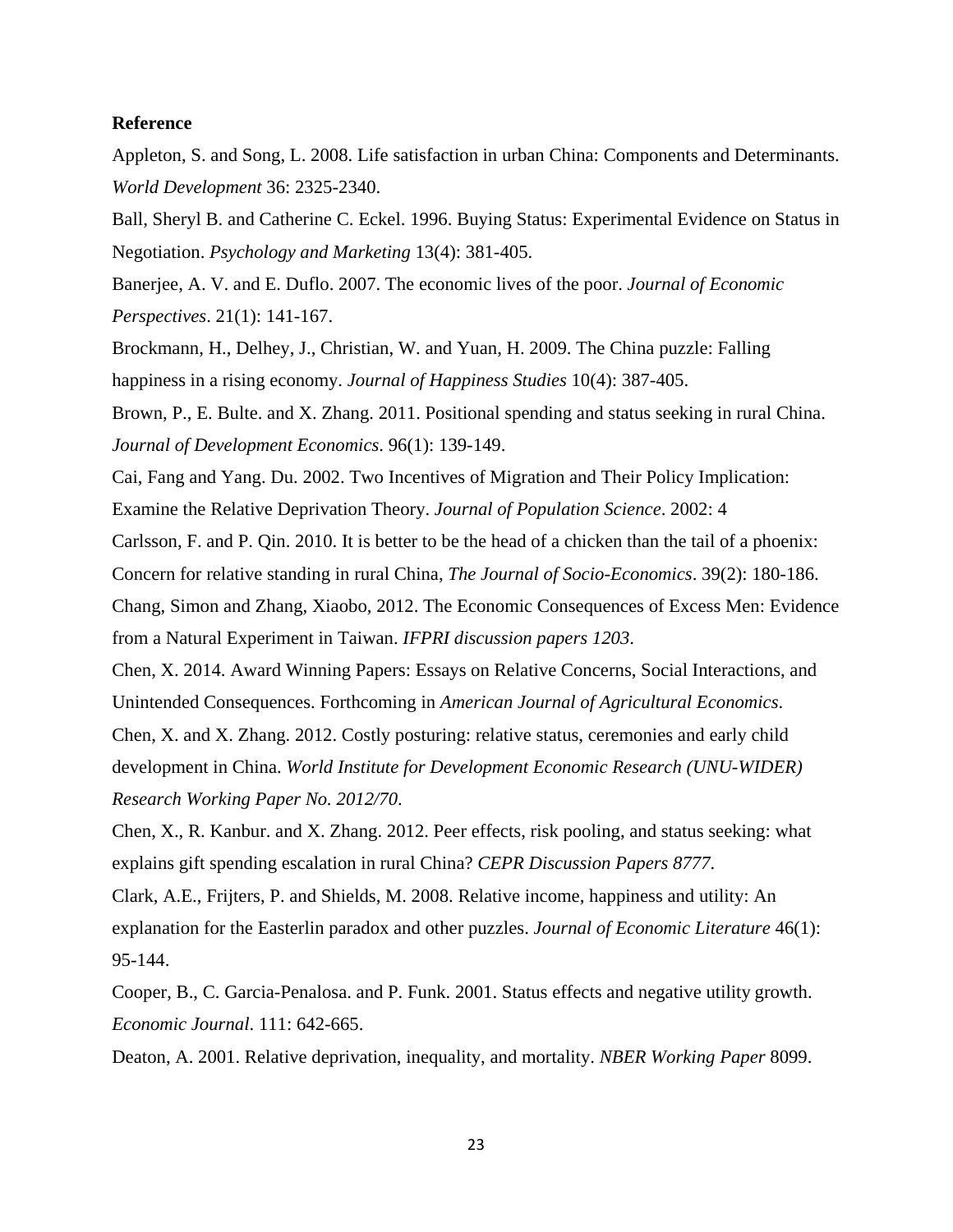**Reference**

Appleton, S. and Song, L. 2008. Life satisfaction in urban China: Components and Determinants. *World Development* 36: 2325-2340.

Ball, Sheryl B. and Catherine C. Eckel. 1996. Buying Status: Experimental Evidence on Status in Negotiation. *Psychology and Marketing* 13(4): 381-405.

Banerjee, A. V. and E. Duflo. 2007. The economic lives of the poor. *Journal of Economic Perspectives*. 21(1): 141-167.

Brockmann, H., Delhey, J., Christian, W. and Yuan, H. 2009. The China puzzle: Falling happiness in a rising economy. *Journal of Happiness Studies* 10(4): 387-405.

Brown, P., E. Bulte. and X. Zhang. 2011. Positional spending and status seeking in rural China. *Journal of Development Economics*. 96(1): 139-149.

Cai, Fang and Yang. Du. 2002. Two Incentives of Migration and Their Policy Implication: Examine the Relative Deprivation Theory. *Journal of Population Science*. 2002: 4

Carlsson, F. and P. Qin. 2010. It is better to be the head of a chicken than the tail of a phoenix: Concern for relative standing in rural China, *The Journal of Socio-Economics*. 39(2): 180-186.

Chang, Simon and Zhang, Xiaobo, 2012. The Economic Consequences of Excess Men: Evidence from a Natural Experiment in Taiwan. *IFPRI discussion papers 1203*.

Chen, X. 2014. Award Winning Papers: Essays on Relative Concerns, Social Interactions, and Unintended Consequences. Forthcoming in *American Journal of Agricultural Economics*.

Chen, X. and X. Zhang. 2012. Costly posturing: relative status, ceremonies and early child development in China. *World Institute for Development Economic Research (UNU-WIDER) Research Working Paper No. 2012/70*.

Chen, X., R. Kanbur. and X. Zhang. 2012. Peer effects, risk pooling, and status seeking: what explains gift spending escalation in rural China? *CEPR Discussion Papers 8777*.

Clark, A.E., Frijters, P. and Shields, M. 2008. Relative income, happiness and utility: An explanation for the Easterlin paradox and other puzzles. *Journal of Economic Literature* 46(1): 95-144.

Cooper, B., C. Garcia-Penalosa. and P. Funk. 2001. Status effects and negative utility growth. *Economic Journal*. 111: 642-665.

Deaton, A. 2001. Relative deprivation, inequality, and mortality. *NBER Working Paper* 8099.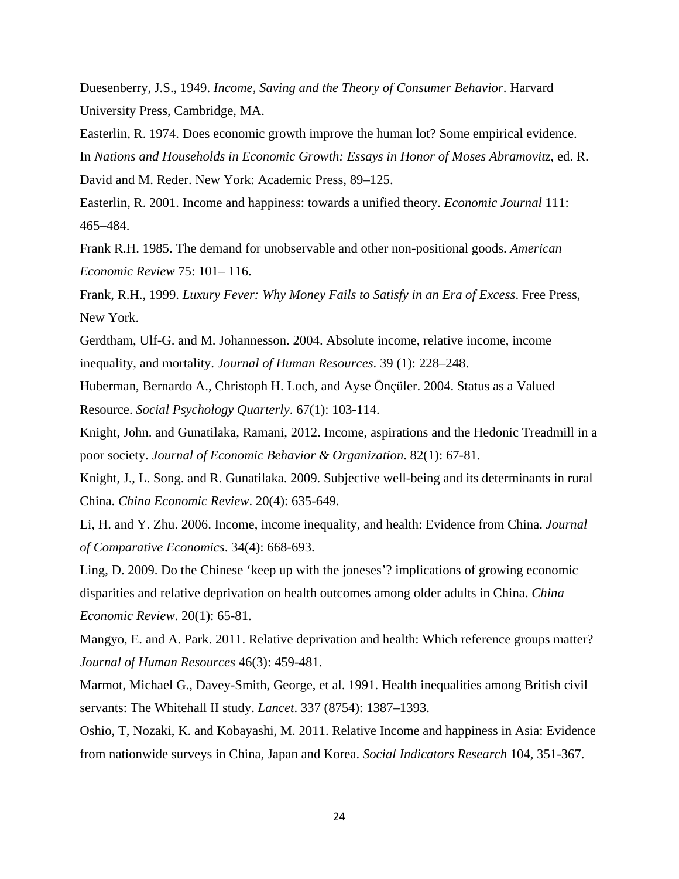Duesenberry, J.S., 1949. *Income, Saving and the Theory of Consumer Behavior*. Harvard University Press, Cambridge, MA.

Easterlin, R. 1974. Does economic growth improve the human lot? Some empirical evidence. In *Nations and Households in Economic Growth: Essays in Honor of Moses Abramovitz*, ed. R. David and M. Reder. New York: Academic Press, 89–125.

Easterlin, R. 2001. Income and happiness: towards a unified theory. *Economic Journal* 111: 465–484.

Frank R.H. 1985. The demand for unobservable and other non-positional goods. *American Economic Review* 75: 101– 116.

Frank, R.H., 1999. *Luxury Fever: Why Money Fails to Satisfy in an Era of Excess*. Free Press, New York.

Gerdtham, Ulf-G. and M. Johannesson. 2004. Absolute income, relative income, income inequality, and mortality. *Journal of Human Resources*. 39 (1): 228–248.

Huberman, Bernardo A., Christoph H. Loch, and Ayse Önçüler. 2004. Status as a Valued Resource. *Social Psychology Quarterly*. 67(1): 103-114.

Knight, John. and Gunatilaka, Ramani, 2012. Income, aspirations and the Hedonic Treadmill in a poor society. *Journal of Economic Behavior & Organization*. 82(1): 67-81.

Knight, J., L. Song. and R. Gunatilaka. 2009. Subjective well-being and its determinants in rural China. *China Economic Review*. 20(4): 635-649.

Li, H. and Y. Zhu. 2006. Income, income inequality, and health: Evidence from China. *Journal of Comparative Economics*. 34(4): 668-693.

Ling, D. 2009. Do the Chinese 'keep up with the joneses'? implications of growing economic disparities and relative deprivation on health outcomes among older adults in China. *China Economic Review*. 20(1): 65-81.

Mangyo, E. and A. Park. 2011. Relative deprivation and health: Which reference groups matter? *Journal of Human Resources* 46(3): 459-481.

Marmot, Michael G., Davey-Smith, George, et al. 1991. Health inequalities among British civil servants: The Whitehall II study. *Lancet*. 337 (8754): 1387–1393.

Oshio, T, Nozaki, K. and Kobayashi, M. 2011. Relative Income and happiness in Asia: Evidence from nationwide surveys in China, Japan and Korea. *Social Indicators Research* 104, 351-367.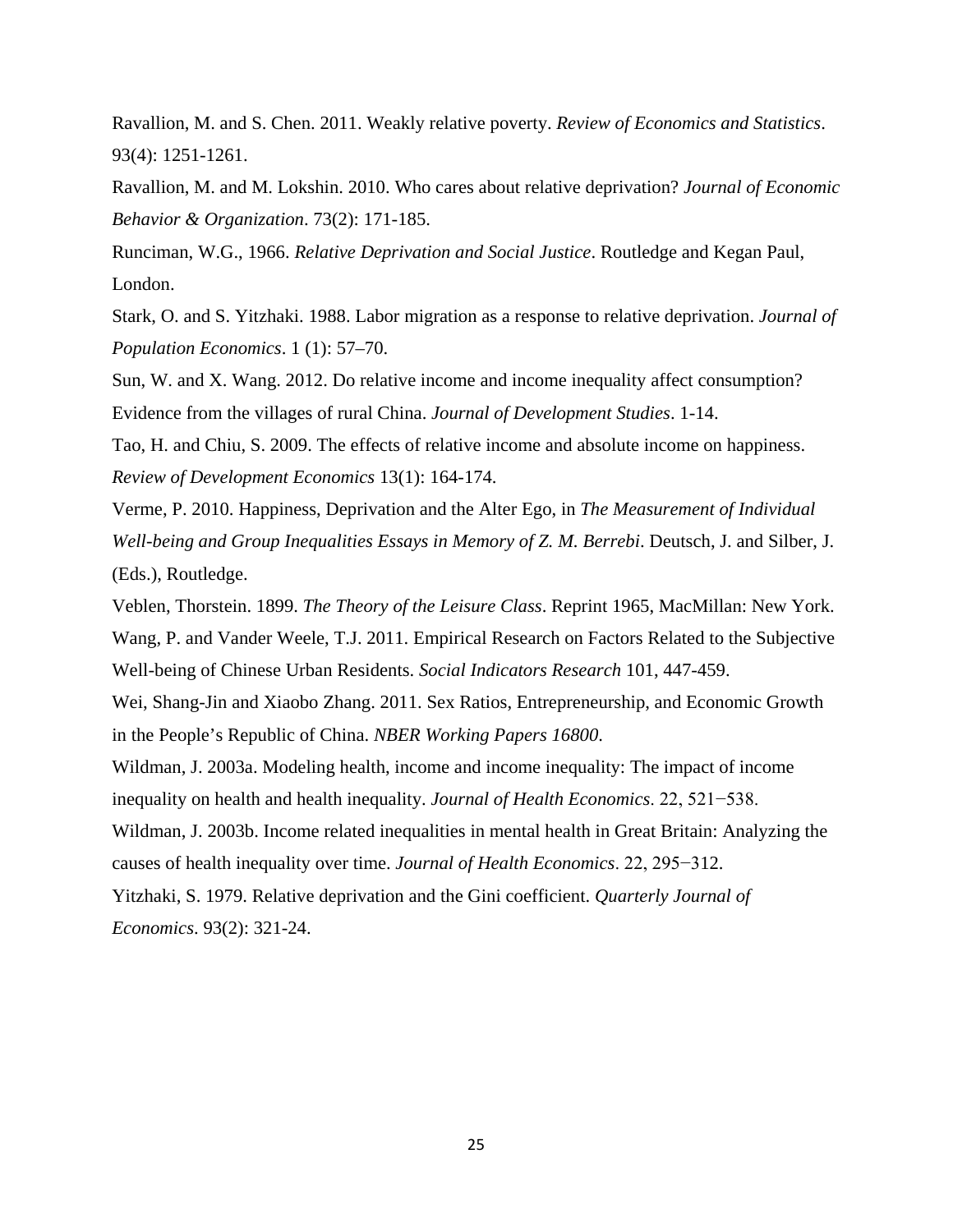Ravallion, M. and S. Chen. 2011. Weakly relative poverty. *Review of Economics and Statistics*. 93(4): 1251-1261.

Ravallion, M. and M. Lokshin. 2010. Who cares about relative deprivation? *Journal of Economic Behavior & Organization*. 73(2): 171-185.

Runciman, W.G., 1966. *Relative Deprivation and Social Justice*. Routledge and Kegan Paul, London.

Stark, O. and S. Yitzhaki. 1988. Labor migration as a response to relative deprivation. *Journal of Population Economics*. 1 (1): 57–70.

Sun, W. and X. Wang. 2012. Do relative income and income inequality affect consumption? Evidence from the villages of rural China. *Journal of Development Studies*. 1-14.

Tao, H. and Chiu, S. 2009. The effects of relative income and absolute income on happiness. *Review of Development Economics* 13(1): 164-174.

Verme, P. 2010. Happiness, Deprivation and the Alter Ego, in *The Measurement of Individual Well-being and Group Inequalities Essays in Memory of Z. M. Berrebi*. Deutsch, J. and Silber, J. (Eds.), Routledge.

Veblen, Thorstein. 1899. *The Theory of the Leisure Class*. Reprint 1965, MacMillan: New York.

Wang, P. and Vander Weele, T.J. 2011. Empirical Research on Factors Related to the Subjective Well-being of Chinese Urban Residents. *Social Indicators Research* 101, 447-459.

Wei, Shang-Jin and Xiaobo Zhang. 2011. Sex Ratios, Entrepreneurship, and Economic Growth in the People's Republic of China. *NBER Working Papers 16800*.

Wildman, J. 2003a. Modeling health, income and income inequality: The impact of income inequality on health and health inequality. *Journal of Health Economics*. 22, 521−538.

Wildman, J. 2003b. Income related inequalities in mental health in Great Britain: Analyzing the causes of health inequality over time. *Journal of Health Economics*. 22, 295−312.

Yitzhaki, S. 1979. Relative deprivation and the Gini coefficient. *Quarterly Journal of Economics*. 93(2): 321-24.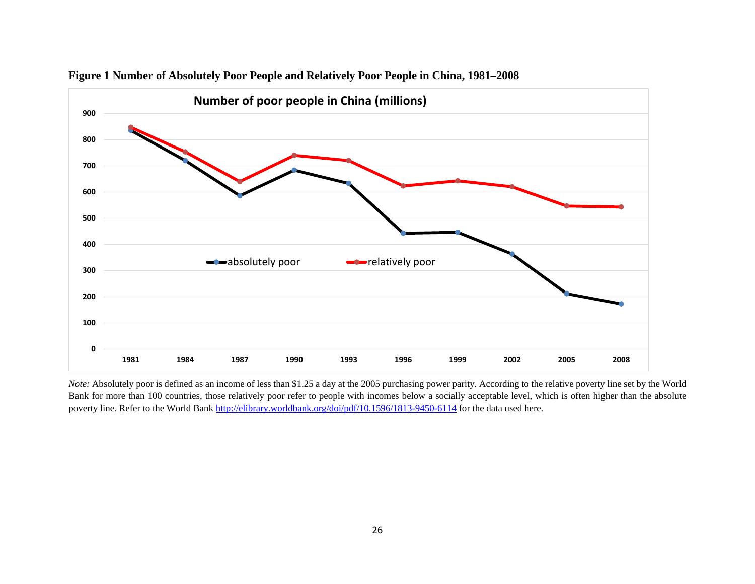**Figure 1 Number of Absolutely Poor People and Relatively Poor People in China, 1981–2008**

*Note:* Absolutely poor is defined as an income of less than $1.25 a day at the 2005 purchasing power parity. According to the relative poverty line set by the World Bank for more than 100 countries, those relatively poor refer to people with incomes below a socially acceptable level, which is often higher than the absolute poverty line. Refer to the World Bank http://elibrary.worldbank.org/doi/pdf/10.1596/1813-9450-6114 for the data used here.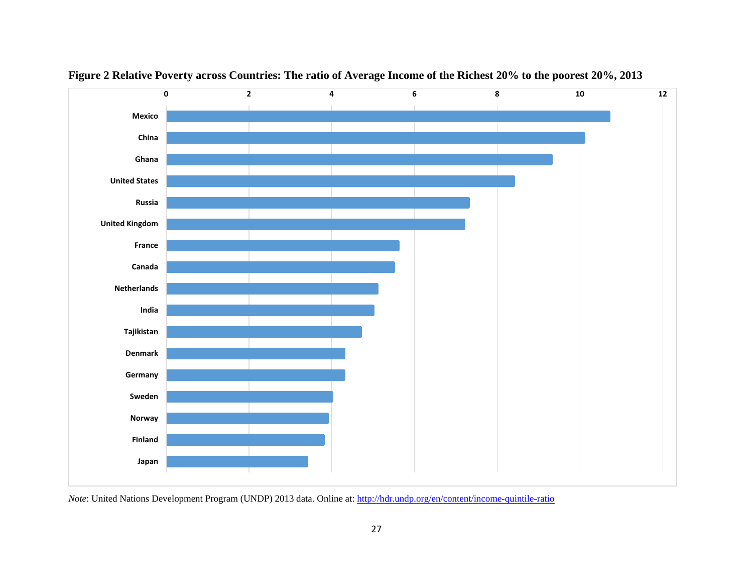**Figure 2 Relative Poverty across Countries: The ratio of Average Income of the Richest 20% to the poorest 20%, 2013**

*Note*: United Nations Development Program (UNDP) 2013 data. Online at: http://hdr.undp.org/en/content/income-quintile-ratio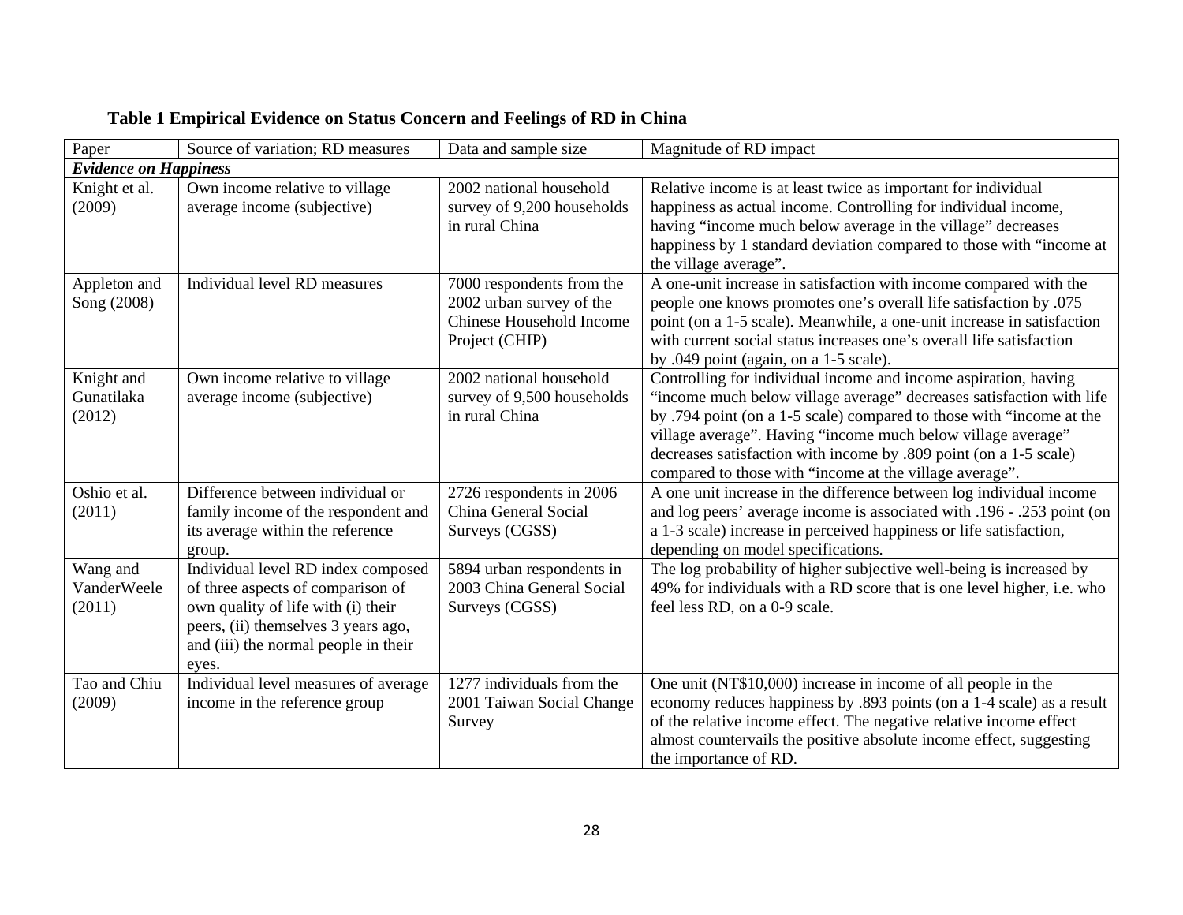**Table 1 Empirical Evidence on Status Concern and Feelings of RD in China**

| Paper | Source of variation; RD measures | Data and sample size | Magnitude of RD impact |
|---|---|---|---|
| ***Evidence on Happiness*** | | | |
| Knight et al. (2009) | Own income relative to village average income (subjective) | 2002 national household survey of 9,200 households in rural China | Relative income is at least twice as important for individual happiness as actual income. Controlling for individual income, having "income much below average in the village" decreases happiness by 1 standard deviation compared to those with "income at the village average". |
| Appleton and Song (2008) | Individual level RD measures | 7000 respondents from the 2002 urban survey of the Chinese Household Income Project (CHIP) | A one-unit increase in satisfaction with income compared with the people one knows promotes one's overall life satisfaction by .075 point (on a 1-5 scale). Meanwhile, a one-unit increase in satisfaction with current social status increases one's overall life satisfaction by .049 point (again, on a 1-5 scale). |
| Knight and Gunatilaka (2012) | Own income relative to village average income (subjective) | 2002 national household survey of 9,500 households in rural China | Controlling for individual income and income aspiration, having "income much below village average" decreases satisfaction with life by .794 point (on a 1-5 scale) compared to those with "income at the village average". Having "income much below village average" decreases satisfaction with income by .809 point (on a 1-5 scale) compared to those with "income at the village average". |
| Oshio et al. (2011) | Difference between individual or family income of the respondent and its average within the reference group. | 2726 respondents in 2006 China General Social Surveys (CGSS) | A one unit increase in the difference between log individual income and log peers' average income is associated with .196 - .253 point (on a 1-3 scale) increase in perceived happiness or life satisfaction, depending on model specifications. |
| Wang and VanderWeele (2011) | Individual level RD index composed of three aspects of comparison of own quality of life with (i) their peers, (ii) themselves 3 years ago, and (iii) the normal people in their eyes. | 5894 urban respondents in 2003 China General Social Surveys (CGSS) | The log probability of higher subjective well-being is increased by 49% for individuals with a RD score that is one level higher, i.e. who feel less RD, on a 0-9 scale. |
| Tao and Chiu (2009) | Individual level measures of average income in the reference group | 1277 individuals from the 2001 Taiwan Social Change Survey | One unit (NT$10,000) increase in income of all people in the economy reduces happiness by .893 points (on a 1-4 scale) as a result of the relative income effect. The negative relative income effect almost countervails the positive absolute income effect, suggesting the importance of RD. |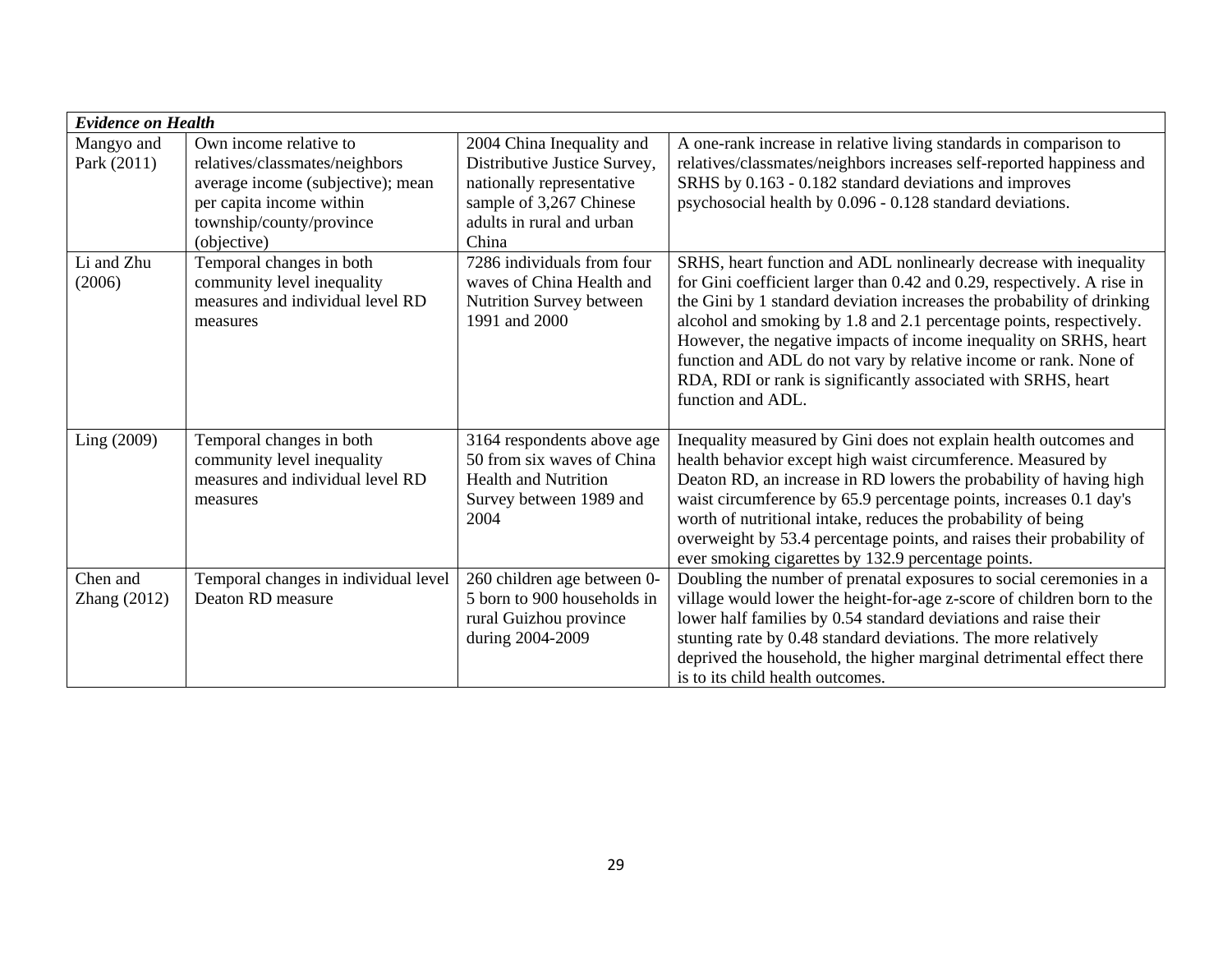| *Evidence on Health* | | | |
|---|---|---|---|
| Mangyo and Park (2011) | Own income relative to relatives/classmates/neighbors average income (subjective); mean per capita income within township/county/province (objective) | 2004 China Inequality and Distributive Justice Survey, nationally representative sample of 3,267 Chinese adults in rural and urban China | A one-rank increase in relative living standards in comparison to relatives/classmates/neighbors increases self-reported happiness and SRHS by 0.163 - 0.182 standard deviations and improves psychosocial health by 0.096 - 0.128 standard deviations. |
| Li and Zhu (2006) | Temporal changes in both community level inequality measures and individual level RD measures | 7286 individuals from four waves of China Health and Nutrition Survey between 1991 and 2000 | SRHS, heart function and ADL nonlinearly decrease with inequality for Gini coefficient larger than 0.42 and 0.29, respectively. A rise in the Gini by 1 standard deviation increases the probability of drinking alcohol and smoking by 1.8 and 2.1 percentage points, respectively. However, the negative impacts of income inequality on SRHS, heart function and ADL do not vary by relative income or rank. None of RDA, RDI or rank is significantly associated with SRHS, heart function and ADL. |
| Ling (2009) | Temporal changes in both community level inequality measures and individual level RD measures | 3164 respondents above age 50 from six waves of China Health and Nutrition Survey between 1989 and 2004 | Inequality measured by Gini does not explain health outcomes and health behavior except high waist circumference. Measured by Deaton RD, an increase in RD lowers the probability of having high waist circumference by 65.9 percentage points, increases 0.1 day's worth of nutritional intake, reduces the probability of being overweight by 53.4 percentage points, and raises their probability of ever smoking cigarettes by 132.9 percentage points. |
| Chen and Zhang (2012) | Temporal changes in individual level Deaton RD measure | 260 children age between 0-5 born to 900 households in rural Guizhou province during 2004-2009 | Doubling the number of prenatal exposures to social ceremonies in a village would lower the height-for-age z-score of children born to the lower half families by 0.54 standard deviations and raise their stunting rate by 0.48 standard deviations. The more relatively deprived the household, the higher marginal detrimental effect there is to its child health outcomes. |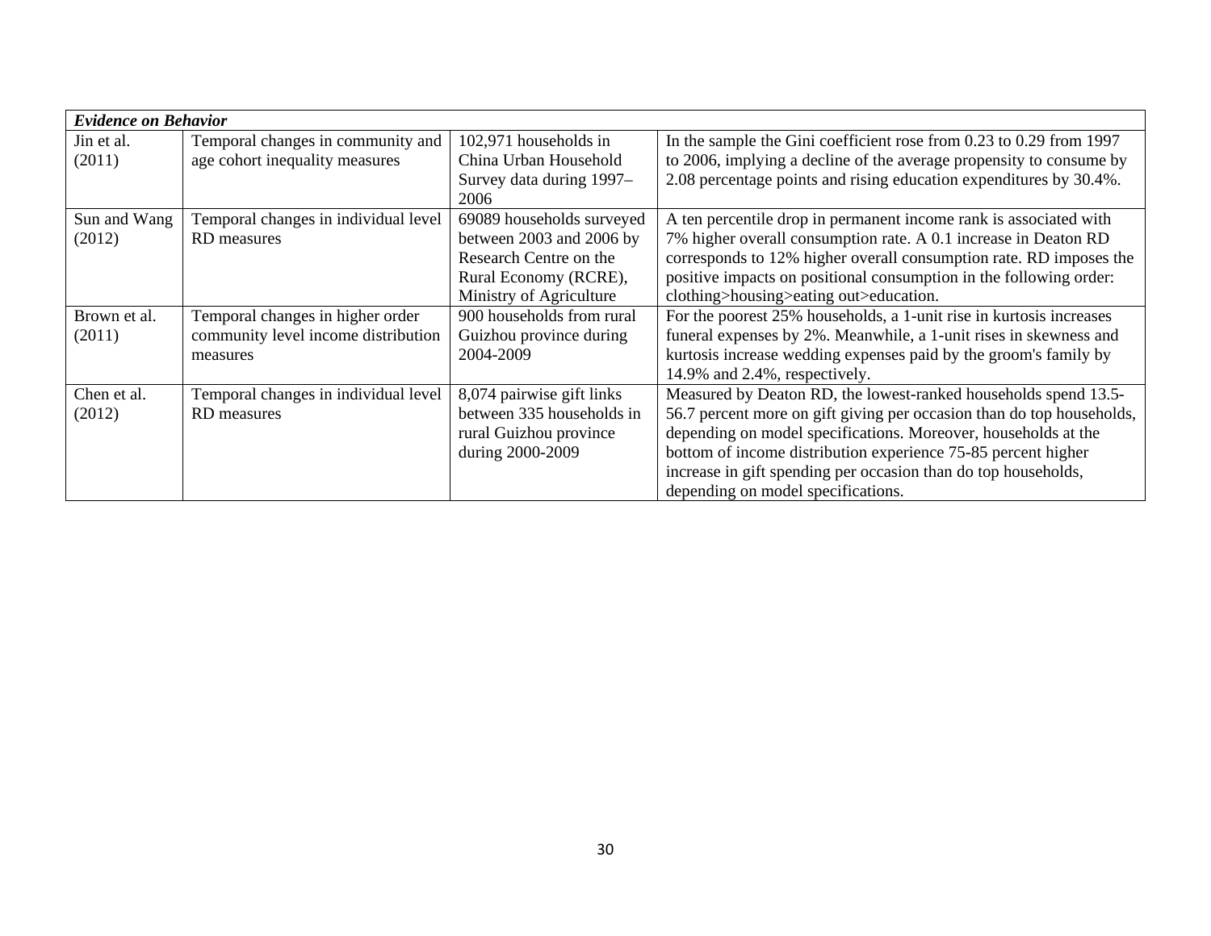| | | | |
|---|---|---|---|
| ***Evidence on Behavior*** | | | |
| Jin et al. (2011) | Temporal changes in community and age cohort inequality measures | 102,971 households in China Urban Household Survey data during 1997–2006 | In the sample the Gini coefficient rose from 0.23 to 0.29 from 1997 to 2006, implying a decline of the average propensity to consume by 2.08 percentage points and rising education expenditures by 30.4%. |
| Sun and Wang (2012) | Temporal changes in individual level RD measures | 69089 households surveyed between 2003 and 2006 by Research Centre on the Rural Economy (RCRE), Ministry of Agriculture | A ten percentile drop in permanent income rank is associated with 7% higher overall consumption rate. A 0.1 increase in Deaton RD corresponds to 12% higher overall consumption rate. RD imposes the positive impacts on positional consumption in the following order: clothing>housing>eating out>education. |
| Brown et al. (2011) | Temporal changes in higher order community level income distribution measures | 900 households from rural Guizhou province during 2004-2009 | For the poorest 25% households, a 1-unit rise in kurtosis increases funeral expenses by 2%. Meanwhile, a 1-unit rises in skewness and kurtosis increase wedding expenses paid by the groom's family by 14.9% and 2.4%, respectively. |
| Chen et al. (2012) | Temporal changes in individual level RD measures | 8,074 pairwise gift links between 335 households in rural Guizhou province during 2000-2009 | Measured by Deaton RD, the lowest-ranked households spend 13.5-56.7 percent more on gift giving per occasion than do top households, depending on model specifications. Moreover, households at the bottom of income distribution experience 75-85 percent higher increase in gift spending per occasion than do top households, depending on model specifications. |